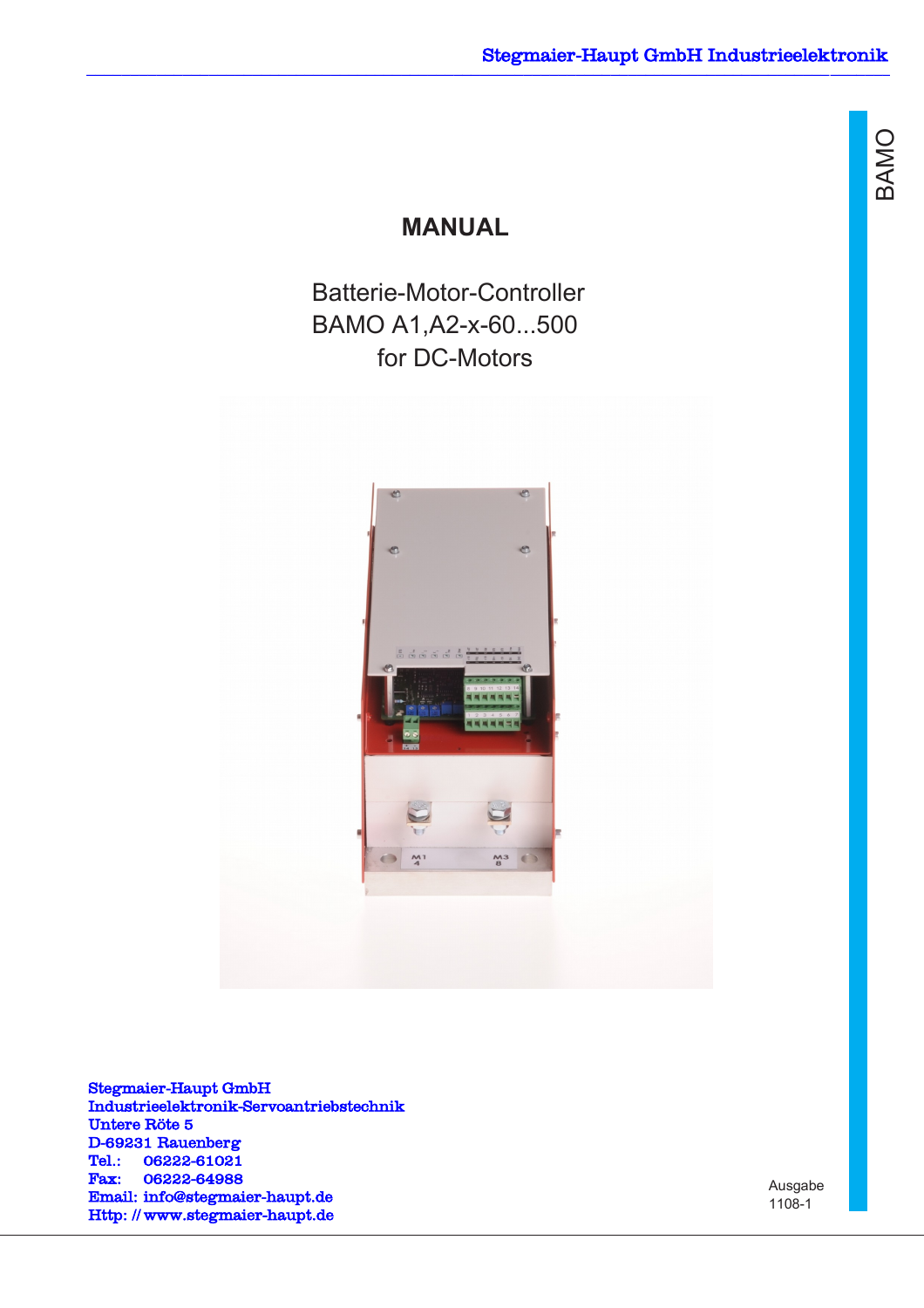# MANUAL

Batterie-Motor-Controller
BAMO A1,A2-x-60...500
for DC-Motors

**Stegmaier-Haupt GmbH**
**Industrieelektronik-Servoantriebstechnik**
**Untere Röte 5**
**D-69231 Rauenberg**
**Tel.: 06222-61021**
**Fax: 06222-64988**
**Email: info@stegmaier-haupt.de**
**Http: // www.stegmaier-haupt.de**

Ausgabe
1108-1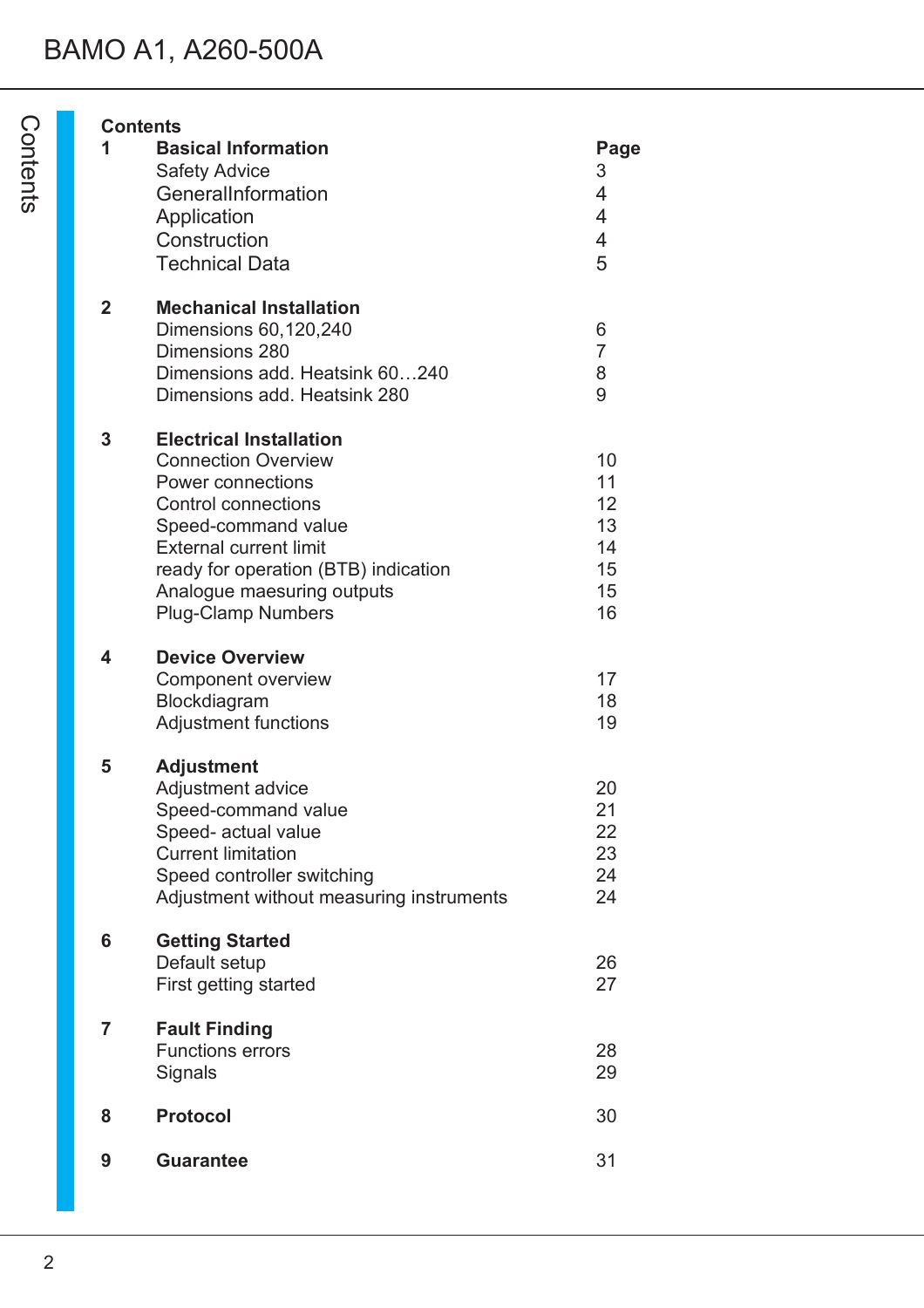# Contents

| | | Page |
|---|---|---|
| **1** | **Basical Information** | |
| | Safety Advice | 3 |
| | GeneralInformation | 4 |
| | Application | 4 |
| | Construction | 4 |
| | Technical Data | 5 |
| **2** | **Mechanical Installation** | |
| | Dimensions 60,120,240 | 6 |
| | Dimensions 280 | 7 |
| | Dimensions add. Heatsink 60…240 | 8 |
| | Dimensions add. Heatsink 280 | 9 |
| **3** | **Electrical Installation** | |
| | Connection Overview | 10 |
| | Power connections | 11 |
| | Control connections | 12 |
| | Speed-command value | 13 |
| | External current limit | 14 |
| | ready for operation (BTB) indication | 15 |
| | Analogue maesuring outputs | 15 |
| | Plug-Clamp Numbers | 16 |
| **4** | **Device Overview** | |
| | Component overview | 17 |
| | Blockdiagram | 18 |
| | Adjustment functions | 19 |
| **5** | **Adjustment** | |
| | Adjustment advice | 20 |
| | Speed-command value | 21 |
| | Speed- actual value | 22 |
| | Current limitation | 23 |
| | Speed controller switching | 24 |
| | Adjustment without measuring instruments | 24 |
| **6** | **Getting Started** | |
| | Default setup | 26 |
| | First getting started | 27 |
| **7** | **Fault Finding** | |
| | Functions errors | 28 |
| | Signals | 29 |
| **8** | **Protocol** | 30 |
| **9** | **Guarantee** | 31 |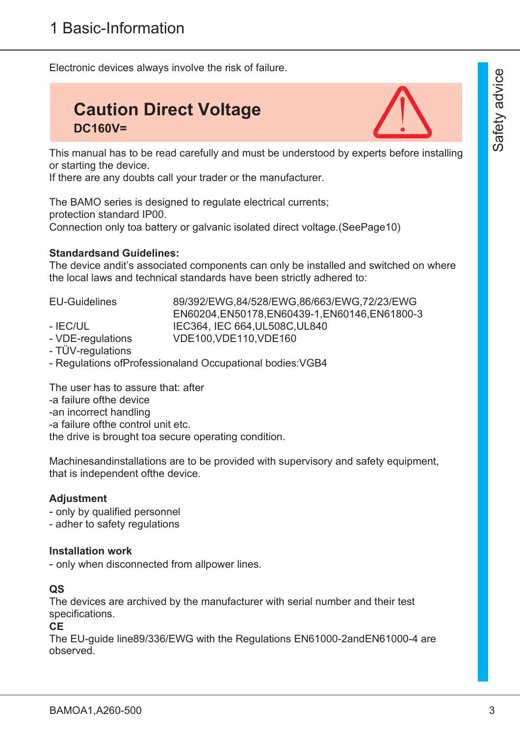# 1 Basic-Information

Electronic devices always involve the risk of failure.

## Caution Direct Voltage

**DC160V=**

This manual has to be read carefully and must be understood by experts before installing or starting the device.
If there are any doubts call your trader or the manufacturer.

The BAMO series is designed to regulate electrical currents;
protection standard IP00.
Connection only toa battery or galvanic isolated direct voltage.(SeePage10)

**Standardsand Guidelines:**
The device andit's associated components can only be installed and switched on where the local laws and technical standards have been strictly adhered to:

| | |
|---|---|
| EU-Guidelines | 89/392/EWG,84/528/EWG,86/663/EWG,72/23/EWG<br>EN60204,EN50178,EN60439-1,EN60146,EN61800-3 |
| - IEC/UL | IEC364, IEC 664,UL508C,UL840 |
| - VDE-regulations | VDE100,VDE110,VDE160 |
| - TÜV-regulations | |

- Regulations ofProfessionaland Occupational bodies:VGB4

The user has to assure that: after
-a failure ofthe device
-an incorrect handling
-a failure ofthe control unit etc.
the drive is brought toa secure operating condition.

Machinesandinstallations are to be provided with supervisory and safety equipment, that is independent ofthe device.

**Adjustment**
- only by qualified personnel
- adher to safety regulations

**Installation work**
- only when disconnected from allpower lines.

**QS**
The devices are archived by the manufacturer with serial number and their test specifications.
**CE**
The EU-guide line89/336/EWG with the Regulations EN61000-2andEN61000-4 are observed.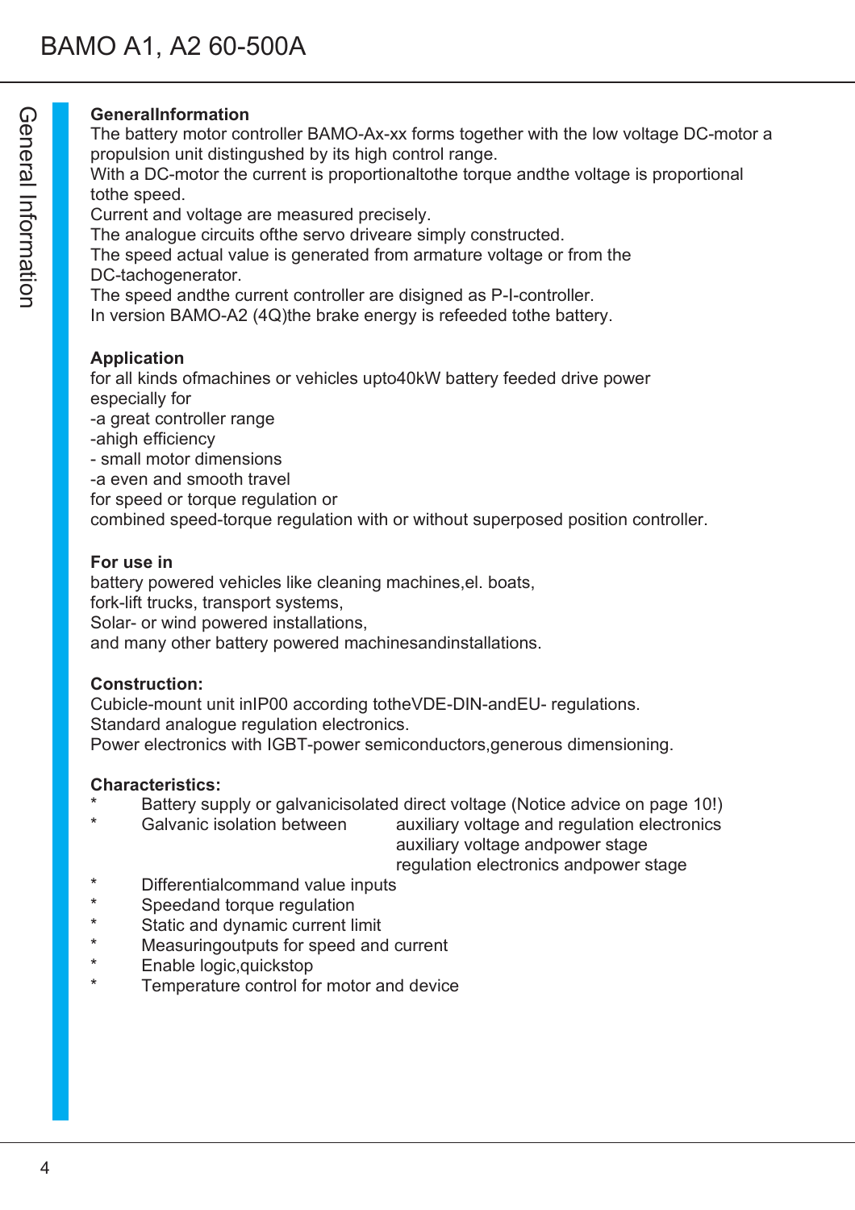## GeneralInformation

The battery motor controller BAMO-Ax-xx forms together with the low voltage DC-motor a propulsion unit distingushed by its high control range.
With a DC-motor the current is proportionaltothe torque andthe voltage is proportional tothe speed.
Current and voltage are measured precisely.
The analogue circuits ofthe servo driveare simply constructed.
The speed actual value is generated from armature voltage or from the DC-tachogenerator.
The speed andthe current controller are disigned as P-I-controller.
In version BAMO-A2 (4Q)the brake energy is refeeded tothe battery.

## Application

for all kinds ofmachines or vehicles upto40kW battery feeded drive power
especially for
-a great controller range
-ahigh efficiency
- small motor dimensions
-a even and smooth travel
for speed or torque regulation or
combined speed-torque regulation with or without superposed position controller.

## For use in

battery powered vehicles like cleaning machines,el. boats,
fork-lift trucks, transport systems,
Solar- or wind powered installations,
and many other battery powered machinesandinstallations.

## Construction:

Cubicle-mount unit inIP00 according totheVDE-DIN-andEU- regulations.
Standard analogue regulation electronics.
Power electronics with IGBT-power semiconductors,generous dimensioning.

## Characteristics:

* Battery supply or galvanicisolated direct voltage (Notice advice on page 10!)
* Galvanic isolation between
  - auxiliary voltage and regulation electronics
  - auxiliary voltage andpower stage
  - regulation electronics andpower stage
* Differentialcommand value inputs
* Speedand torque regulation
* Static and dynamic current limit
* Measuringoutputs for speed and current
* Enable logic,quickstop
* Temperature control for motor and device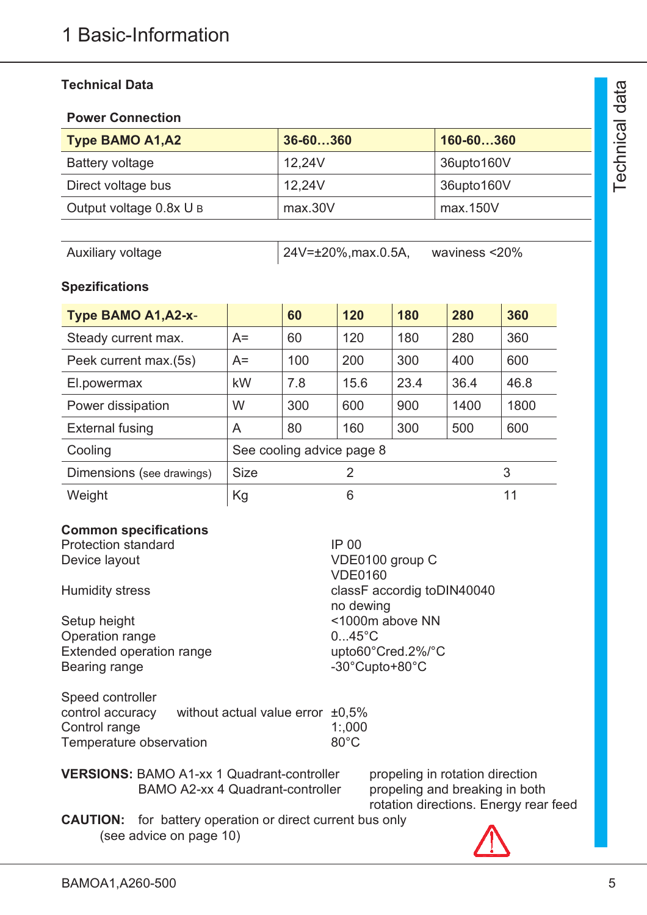# 1 Basic-Information

## Technical Data

### Power Connection

| Type BAMO A1,A2 | 36-60…360 | 160-60…360 |
|---|---|---|
| Battery voltage | 12,24V | 36upto160V |
| Direct voltage bus | 12,24V | 36upto160V |
| Output voltage 0.8x U B | max.30V | max.150V |

| Auxiliary voltage | 24V=±20%,max.0.5A, waviness <20% |
|---|---|

### Spezifications

| Type BAMO A1,A2-x- | | 60 | 120 | 180 | 280 | 360 |
|---|---|---|---|---|---|---|
| Steady current max. | A= | 60 | 120 | 180 | 280 | 360 |
| Peek current max.(5s) | A= | 100 | 200 | 300 | 400 | 600 |
| El.powermax | kW | 7.8 | 15.6 | 23.4 | 36.4 | 46.8 |
| Power dissipation | W | 300 | 600 | 900 | 1400 | 1800 |
| External fusing | A | 80 | 160 | 300 | 500 | 600 |
| Cooling | See cooling advice page 8 | | | | | |
| Dimensions (see drawings) | Size | | 2 | | | 3 |
| Weight | Kg | | 6 | | | 11 |

**Common specifications**

| | |
|---|---|
| Protection standard | IP 00 |
| Device layout | VDE0100 group C<br>VDE0160 |
| Humidity stress | classF accordig toDIN40040<br>no dewing |
| Setup height | <1000m above NN |
| Operation range | 0...45°C |
| Extended operation range | upto60°Cred.2%/°C |
| Bearing range | -30°Cupto+80°C |

| | |
|---|---|
| Speed controller<br>control accuracy without actual value error | ±0,5% |
| Control range | 1:,000 |
| Temperature observation | 80°C |

**VERSIONS:** BAMO A1-xx 1 Quadrant-controller propeling in rotation direction
BAMO A2-xx 4 Quadrant-controller propeling and breaking in both rotation directions. Energy rear feed

**CAUTION:** for battery operation or direct current bus only
(see advice on page 10)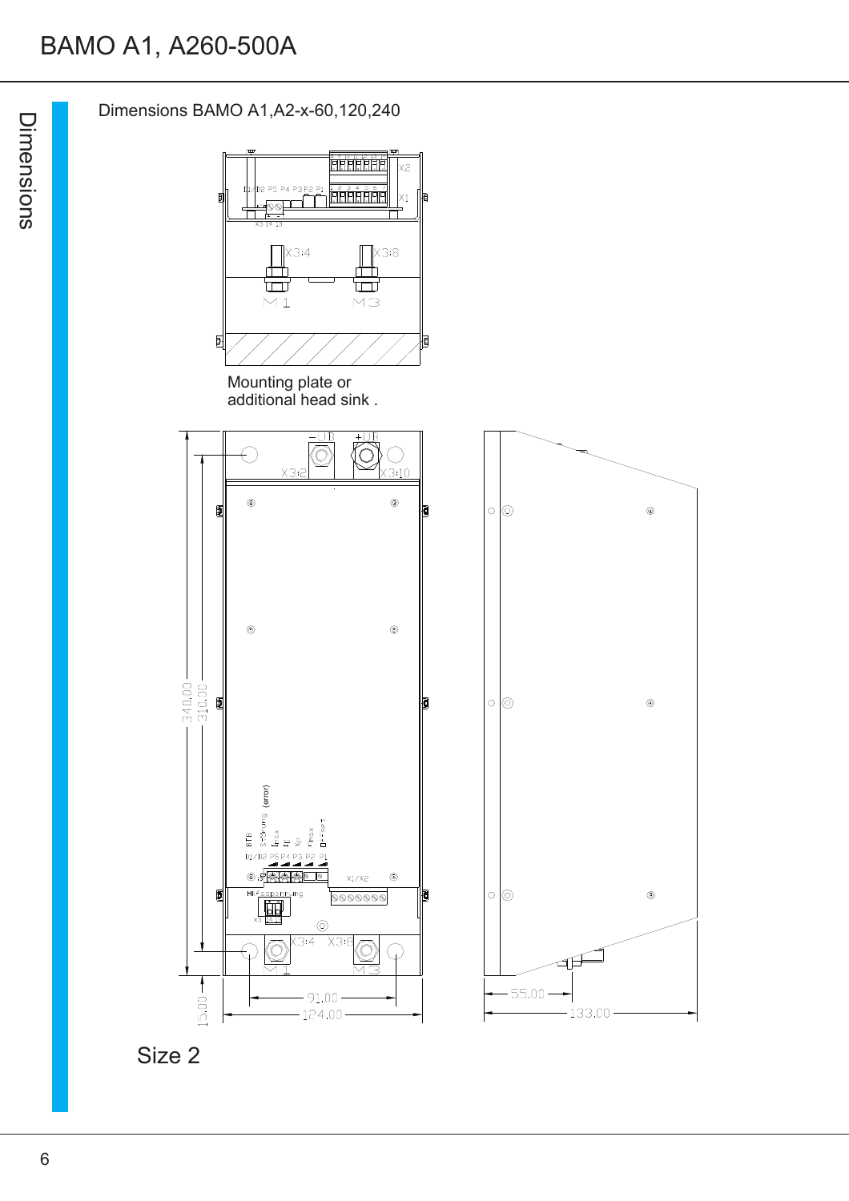Dimensions BAMO A1,A2-x-60,120,240

Mounting plate or
additional head sink .

Size 2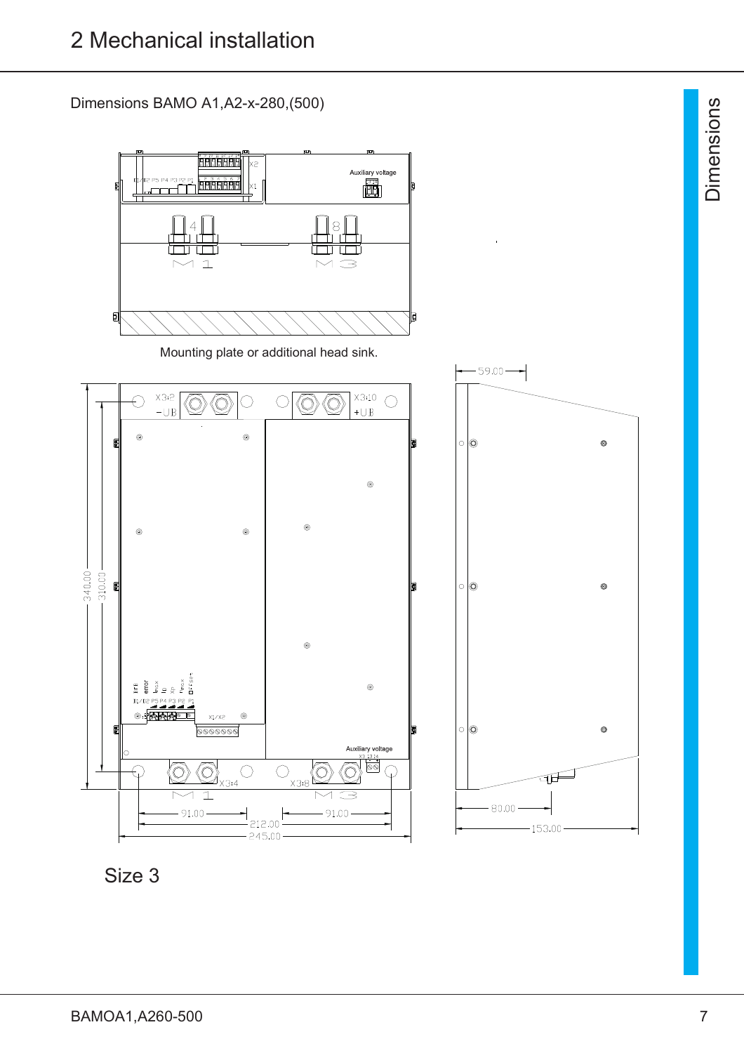# 2 Mechanical installation

Dimensions BAMO A1,A2-x-280,(500)

Mounting plate or additional head sink.

Size 3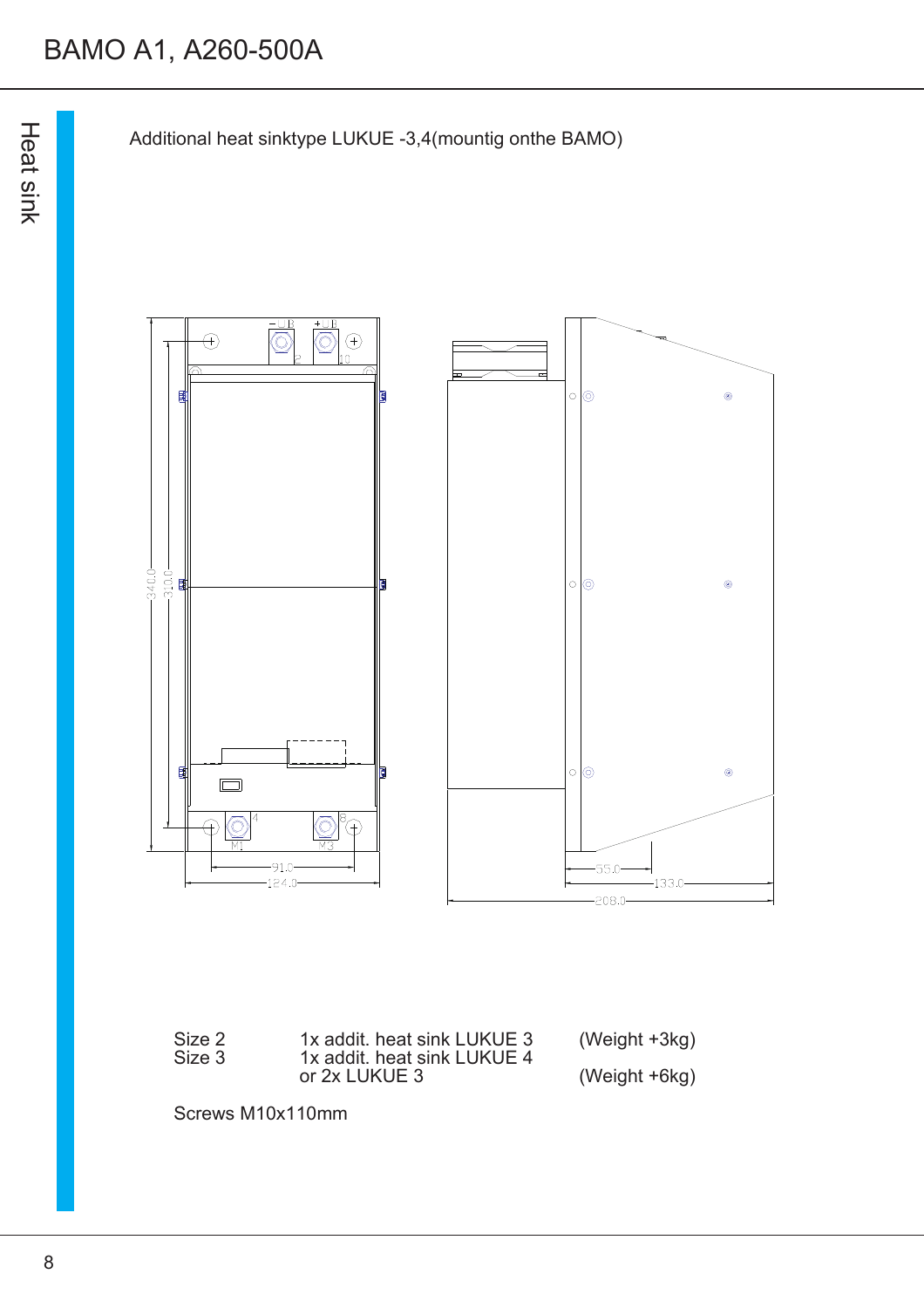Additional heat sinktype LUKUE -3,4(mountig onthe BAMO)

| | | |
|---|---|---|
| Size 2 | 1x addit. heat sink LUKUE 3 | (Weight +3kg) |
| Size 3 | 1x addit. heat sink LUKUE 4<br>or 2x LUKUE 3 | (Weight +6kg) |

Screws M10x110mm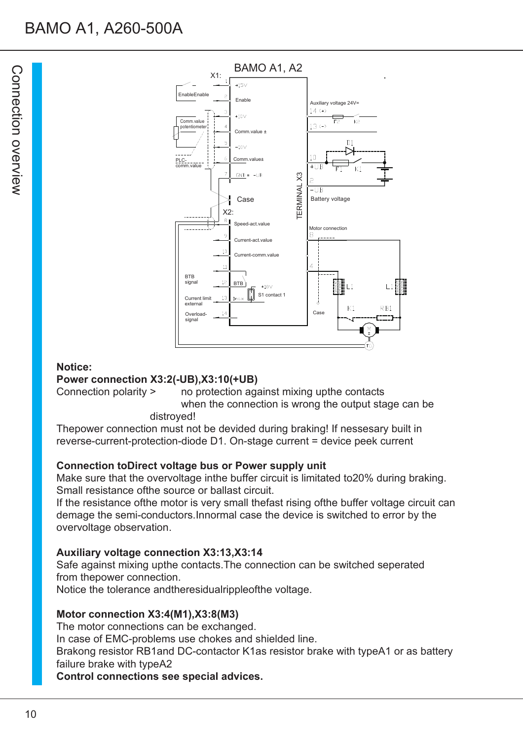**Notice:**

**Power connection X3:2(-UB),X3:10(+UB)**

Connection polarity > no protection against mixing upthe contacts when the connection is wrong the output stage can be distroyed!

Thepower connection must not be devided during braking! If nessesary built in reverse-current-protection-diode D1. On-stage current = device peek current

**Connection toDirect voltage bus or Power supply unit**

Make sure that the overvoltage inthe buffer circuit is limitated to20% during braking. Small resistance ofthe source or ballast circuit.

If the resistance ofthe motor is very small thefast rising ofthe buffer voltage circuit can demage the semi-conductors.Innormal case the device is switched to error by the overvoltage observation.

**Auxiliary voltage connection X3:13,X3:14**

Safe against mixing upthe contacts.The connection can be switched seperated from thepower connection.

Notice the tolerance andtheresidualrippleofthe voltage.

**Motor connection X3:4(M1),X3:8(M3)**

The motor connections can be exchanged.

In case of EMC-problems use chokes and shielded line.

Brakong resistor RB1and DC-contactor K1as resistor brake with typeA1 or as battery failure brake with typeA2

**Control connections see special advices.**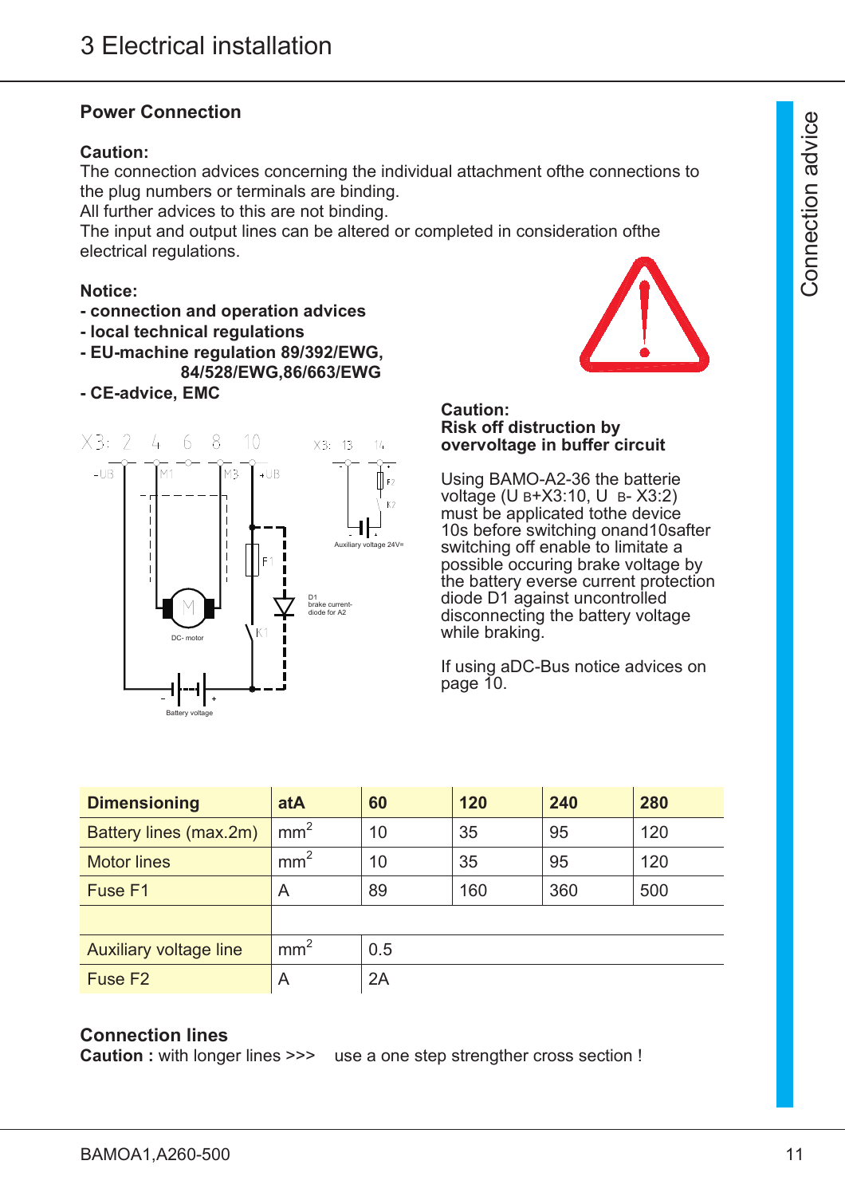# 3 Electrical installation

## Power Connection

**Caution:**
The connection advices concerning the individual attachment ofthe connections to the plug numbers or terminals are binding.
All further advices to this are not binding.
The input and output lines can be altered or completed in consideration ofthe electrical regulations.

**Notice:**
**- connection and operation advices**
**- local technical regulations**
**- EU-machine regulation 89/392/EWG, 84/528/EWG,86/663/EWG**
**- CE-advice, EMC**

X3: 2 4 6 8 10

-UB M1 M3 +UB

F1

D1 brake current-diode for A2

DC- motor

K1

Battery voltage

X3: 13 14

F2

K2

Auxiliary voltage 24V=

**Caution:**
**Risk off distruction by overvoltage in buffer circuit**

Using BAMO-A2-36 the batterie voltage ($U_{B+}$X3:10, $U_{B-}$ X3:2) must be applicated tothe device 10s before switching onand10safter switching off enable to limitate a possible occuring brake voltage by the battery everse current protection diode D1 against uncontrolled disconnecting the battery voltage while braking.

If using aDC-Bus notice advices on page 10.

| Dimensioning | atA | 60 | 120 | 240 | 280 |
|---|---|---|---|---|---|
| Battery lines (max.2m) | $mm^2$ | 10 | 35 | 95 | 120 |
| Motor lines | $mm^2$ | 10 | 35 | 95 | 120 |
| Fuse F1 | A | 89 | 160 | 360 | 500 |
| | | | | | |
| Auxiliary voltage line | $mm^2$ | 0.5 | | | |
| Fuse F2 | A | 2A | | | |

## Connection lines

**Caution :** with longer lines >>> use a one step strengther cross section !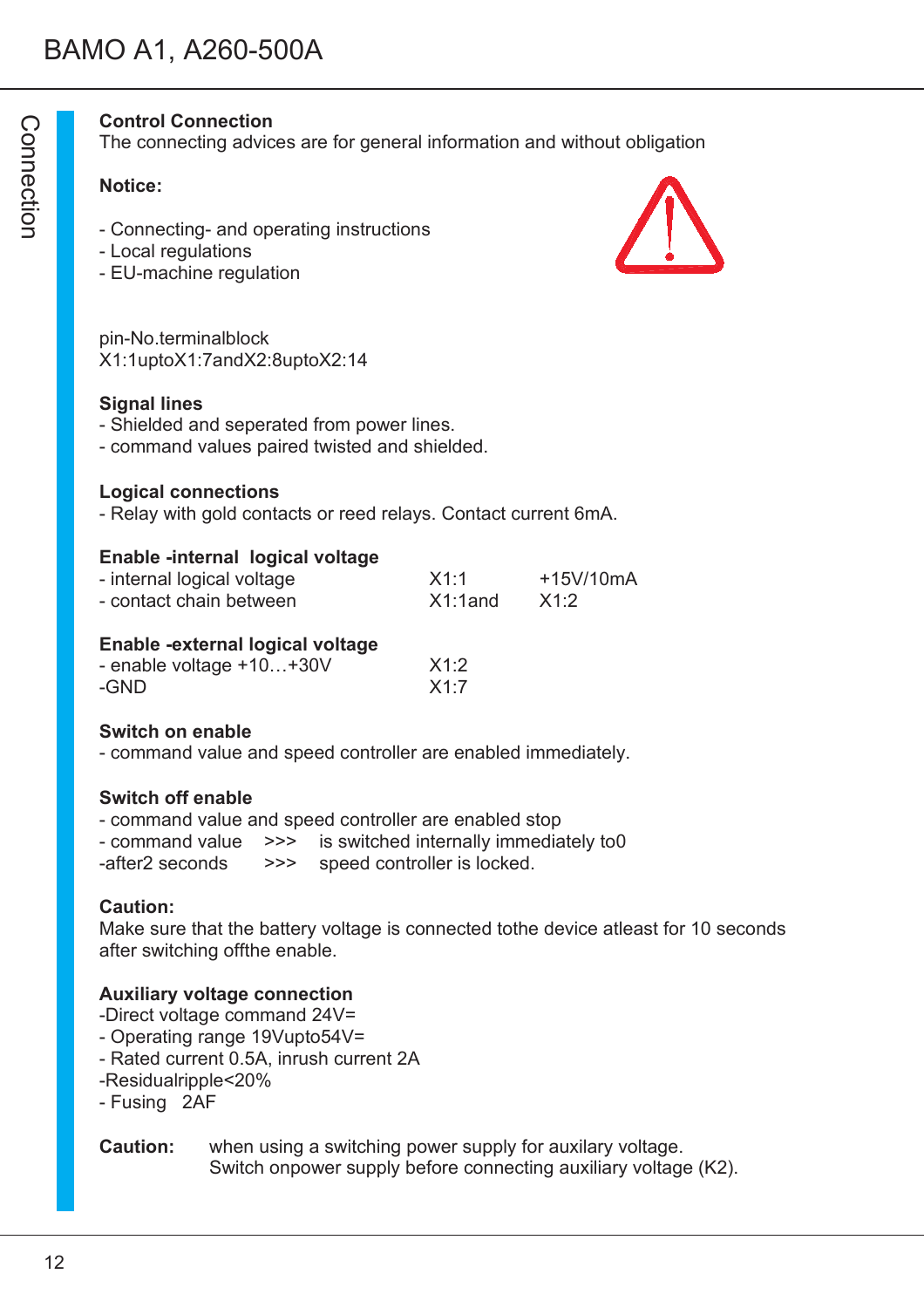## Control Connection

The connecting advices are for general information and without obligation

**Notice:**

- Connecting- and operating instructions
- Local regulations
- EU-machine regulation

pin-No.terminalblock
X1:1uptoX1:7andX2:8uptoX2:14

**Signal lines**
- Shielded and seperated from power lines.
- command values paired twisted and shielded.

**Logical connections**
- Relay with gold contacts or reed relays. Contact current 6mA.

**Enable -internal logical voltage**

| | | |
|---|---|---|
| - internal logical voltage | X1:1 | +15V/10mA |
| - contact chain between | X1:1and | X1:2 |

**Enable -external logical voltage**

| | |
|---|---|
| - enable voltage +10…+30V | X1:2 |
| -GND | X1:7 |

**Switch on enable**
- command value and speed controller are enabled immediately.

**Switch off enable**
- command value and speed controller are enabled stop
- command value >>> is switched internally immediately to0
-after2 seconds >>> speed controller is locked.

**Caution:**
Make sure that the battery voltage is connected tothe device atleast for 10 seconds after switching offthe enable.

**Auxiliary voltage connection**
-Direct voltage command 24V=
- Operating range 19Vupto54V=
- Rated current 0.5A, inrush current 2A
-Residualripple<20%
- Fusing 2AF

**Caution:** when using a switching power supply for auxilary voltage.
Switch onpower supply before connecting auxiliary voltage (K2).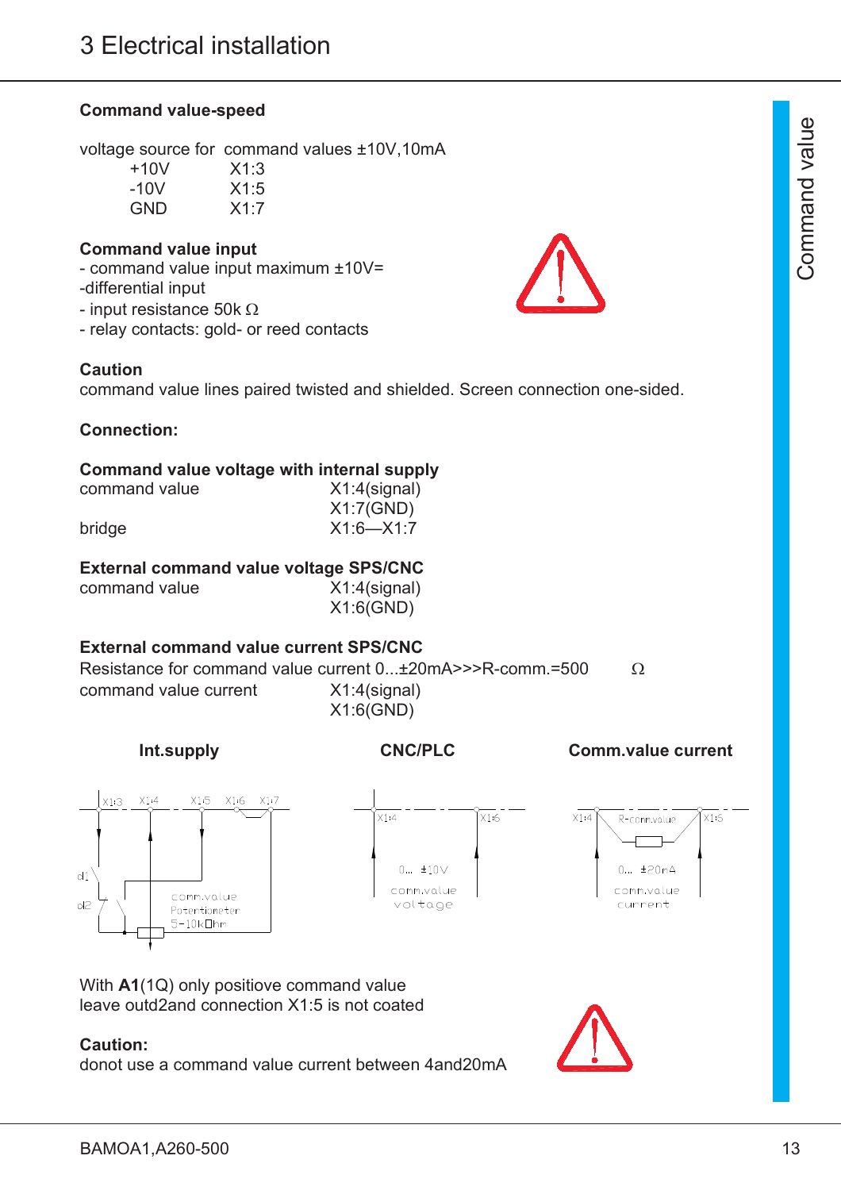# 3 Electrical installation

**Command value-speed**

voltage source for command values ±10V,10mA

| | |
|---|---|
| +10V | X1:3 |
| -10V | X1:5 |
| GND | X1:7 |

**Command value input**

- command value input maximum ±10V=
- differential input
- input resistance 50k Ω
- relay contacts: gold- or reed contacts

**Caution**

command value lines paired twisted and shielded. Screen connection one-sided.

**Connection:**

**Command value voltage with internal supply**

| | |
|---|---|
| command value | X1:4(signal) |
| | X1:7(GND) |
| bridge | X1:6—X1:7 |

**External command value voltage SPS/CNC**

| | |
|---|---|
| command value | X1:4(signal) |
| | X1:6(GND) |

**External command value current SPS/CNC**

Resistance for command value current 0...±20mA>>>R-comm.=500 Ω

| | |
|---|---|
| command value current | X1:4(signal) |
| | X1:6(GND) |

**Int.supply** — **CNC/PLC** — **Comm.value current**

X1:3 X1:4 X1:5 X1:6 X1:7 — d1, d2 — comm.value Potentiometer 5-10kOhm

X1:4 X1:6 — 0... ±10V comm.value voltage

X1:4 R-comm.value X1:6 — 0... ±20mA comm.value current

With **A1**(1Q) only positiove command value
leave outd2and connection X1:5 is not coated

**Caution:**

donot use a command value current between 4and20mA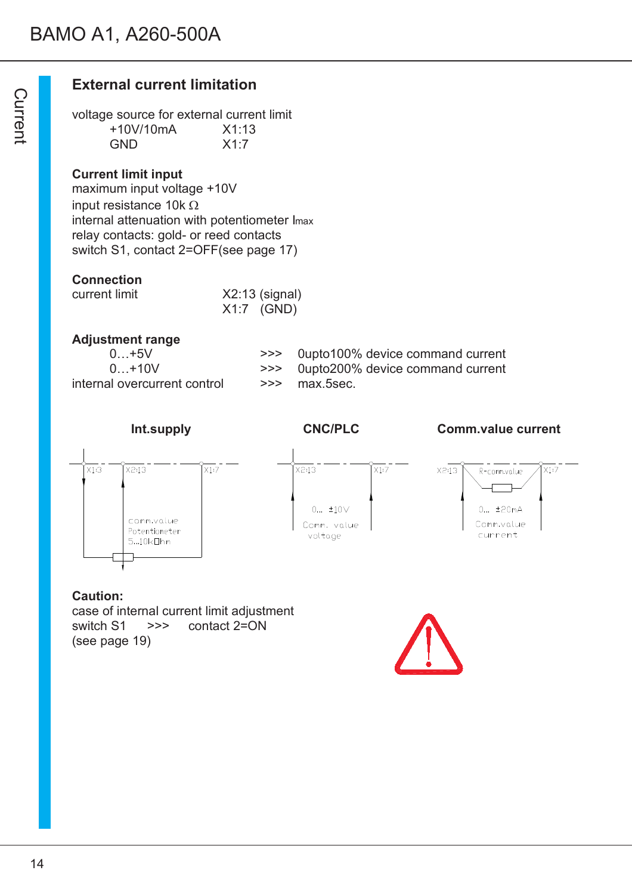## External current limitation

voltage source for external current limit

| | |
|---|---|
| +10V/10mA | X1:13 |
| GND | X1:7 |

**Current limit input**
maximum input voltage +10V
input resistance 10k Ω
internal attenuation with potentiometer $I_{max}$
relay contacts: gold- or reed contacts
switch S1, contact 2=OFF(see page 17)

**Connection**

| | |
|---|---|
| current limit | X2:13 (signal) |
| | X1:7 (GND) |

**Adjustment range**

| | | |
|---|---|---|
| 0…+5V | >>> | 0upto100% device command current |
| 0…+10V | >>> | 0upto200% device command current |
| internal overcurrent control | >>> | max.5sec. |

**Int.supply** — X1:13, X2:13, X1:7; comm.value Potentiometer 5…10kOhm

**CNC/PLC** — X2:13, X1:7; 0… ±10V Comm. value voltage

**Comm.value current** — X2:13, R-comm.value, X1:7; 0… ±20mA Comm.value current

**Caution:**
case of internal current limit adjustment
switch S1 >>> contact 2=ON
(see page 19)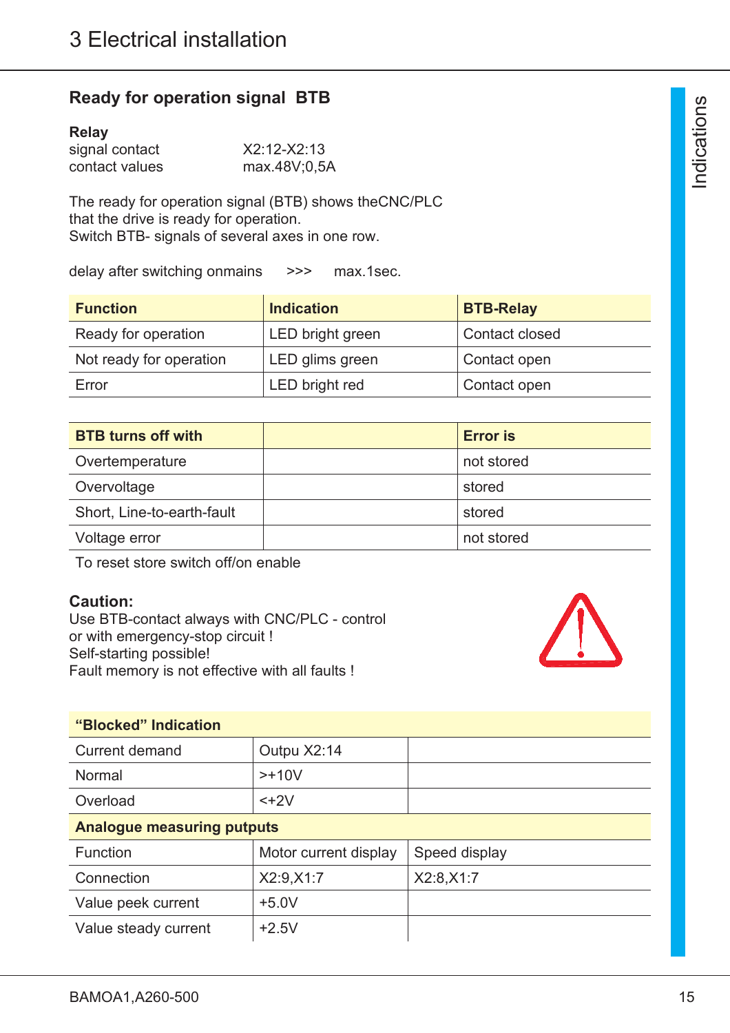## Ready for operation signal BTB

**Relay**

signal contact X2:12-X2:13
contact values max.48V;0,5A

The ready for operation signal (BTB) shows theCNC/PLC that the drive is ready for operation.
Switch BTB- signals of several axes in one row.

delay after switching onmains >>> max.1sec.

| Function | Indication | BTB-Relay |
|---|---|---|
| Ready for operation | LED bright green | Contact closed |
| Not ready for operation | LED glims green | Contact open |
| Error | LED bright red | Contact open |

| BTB turns off with | | Error is |
|---|---|---|
| Overtemperature | | not stored |
| Overvoltage | | stored |
| Short, Line-to-earth-fault | | stored |
| Voltage error | | not stored |

To reset store switch off/on enable

**Caution:**
Use BTB-contact always with CNC/PLC - control or with emergency-stop circuit !
Self-starting possible!
Fault memory is not effective with all faults !

| "Blocked" Indication | | |
|---|---|---|
| Current demand | Outpu X2:14 | |
| Normal | >+10V | |
| Overload | <+2V | |
| **Analogue measuring putputs** | | |
| Function | Motor current display | Speed display |
| Connection | X2:9,X1:7 | X2:8,X1:7 |
| Value peek current | +5.0V | |
| Value steady current | +2.5V | |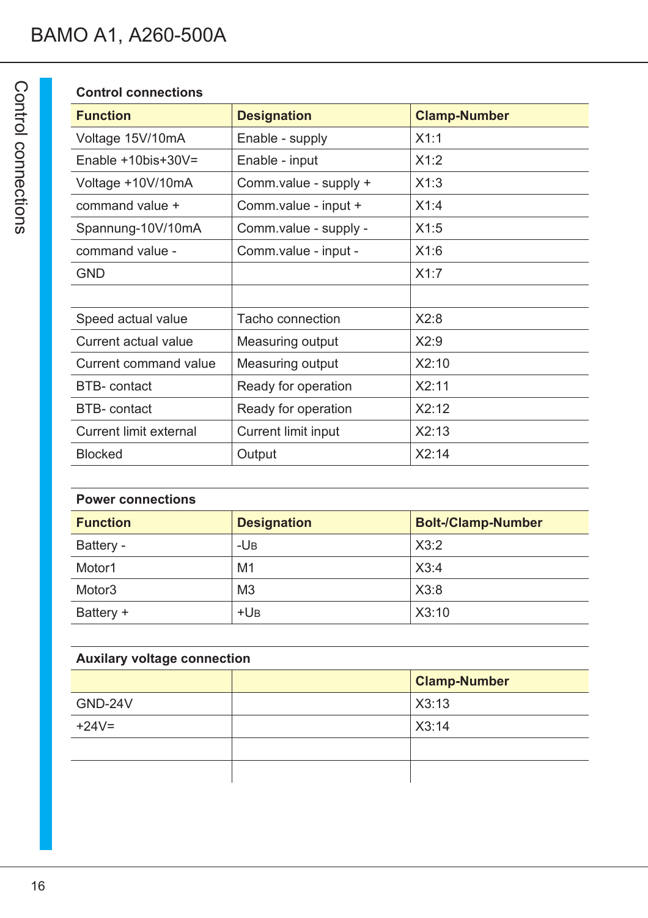## Control connections

| Function | Designation | Clamp-Number |
|---|---|---|
| Voltage 15V/10mA | Enable - supply | X1:1 |
| Enable +10bis+30V= | Enable - input | X1:2 |
| Voltage +10V/10mA | Comm.value - supply + | X1:3 |
| command value + | Comm.value - input + | X1:4 |
| Spannung-10V/10mA | Comm.value - supply - | X1:5 |
| command value - | Comm.value - input - | X1:6 |
| GND | | X1:7 |
| | | |
| Speed actual value | Tacho connection | X2:8 |
| Current actual value | Measuring output | X2:9 |
| Current command value | Measuring output | X2:10 |
| BTB- contact | Ready for operation | X2:11 |
| BTB- contact | Ready for operation | X2:12 |
| Current limit external | Current limit input | X2:13 |
| Blocked | Output | X2:14 |

## Power connections

| Function | Designation | Bolt-/Clamp-Number |
|---|---|---|
| Battery - | $-U_B$ | X3:2 |
| Motor1 | M1 | X3:4 |
| Motor3 | M3 | X3:8 |
| Battery + | $+U_B$ | X3:10 |

## Auxilary voltage connection

| | | Clamp-Number |
|---|---|---|
| GND-24V | | X3:13 |
| +24V= | | X3:14 |
| | | |
| | | |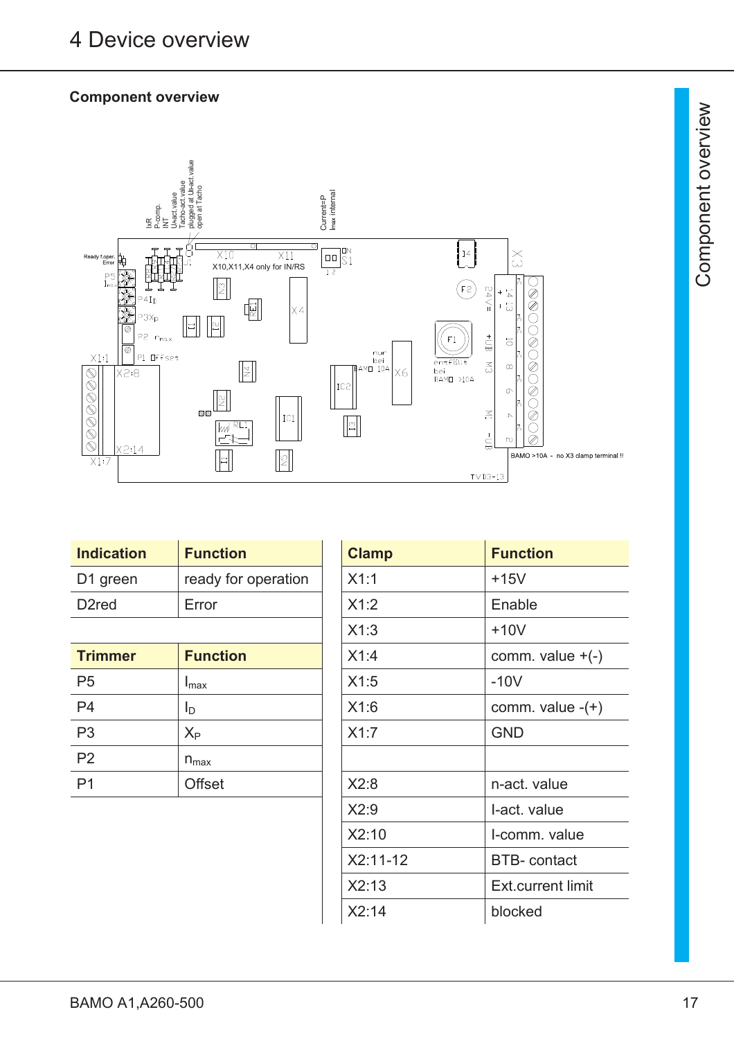# 4 Device overview

**Component overview**

| Indication | Function |
|---|---|
| D1 green | ready for operation |
| D2red | Error |

| Trimmer | Function |
|---|---|
| P5 | $I_{max}$ |
| P4 | $I_D$ |
| P3 | $X_P$ |
| P2 | $n_{max}$ |
| P1 | Offset |

| Clamp | Function |
|---|---|
| X1:1 | +15V |
| X1:2 | Enable |
| X1:3 | +10V |
| X1:4 | comm. value +(-) |
| X1:5 | -10V |
| X1:6 | comm. value -(+) |
| X1:7 | GND |
| | |
| X2:8 | n-act. value |
| X2:9 | I-act. value |
| X2:10 | I-comm. value |
| X2:11-12 | BTB- contact |
| X2:13 | Ext.current limit |
| X2:14 | blocked |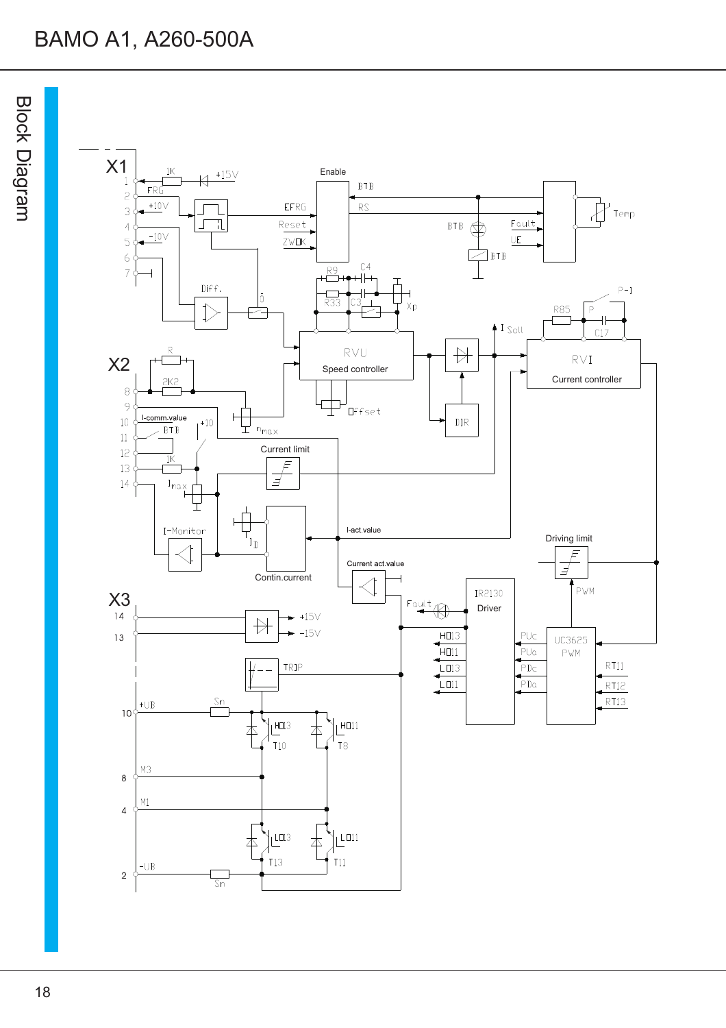# Block Diagram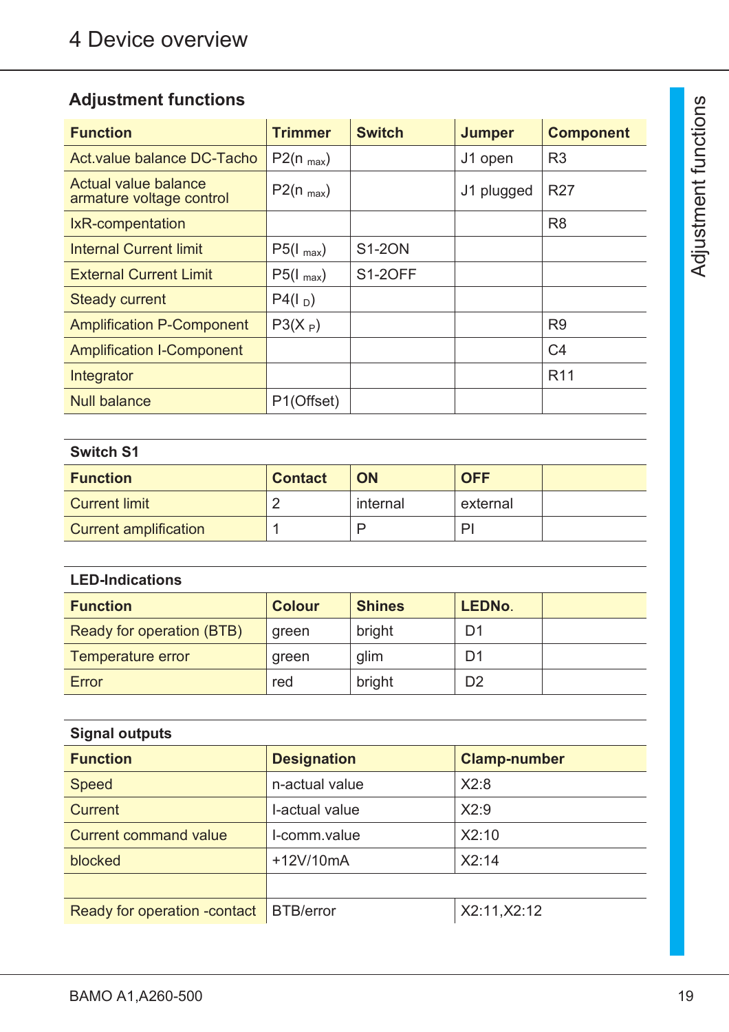## Adjustment functions

| Function | Trimmer | Switch | Jumper | Component |
|---|---|---|---|---|
| Act.value balance DC-Tacho | P2($n_{max}$) | | J1 open | R3 |
| Actual value balance armature voltage control | P2($n_{max}$) | | J1 plugged | R27 |
| IxR-compentation | | | | R8 |
| Internal Current limit | P5($I_{max}$) | S1-2ON | | |
| External Current Limit | P5($I_{max}$) | S1-2OFF | | |
| Steady current | P4($I_D$) | | | |
| Amplification P-Component | P3($X_P$) | | | R9 |
| Amplification I-Component | | | | C4 |
| Integrator | | | | R11 |
| Null balance | P1(Offset) | | | |

**Switch S1**

| Function | Contact | ON | OFF | |
|---|---|---|---|---|
| Current limit | 2 | internal | external | |
| Current amplification | 1 | P | PI | |

**LED-Indications**

| Function | Colour | Shines | LEDNo. | |
|---|---|---|---|---|
| Ready for operation (BTB) | green | bright | D1 | |
| Temperature error | green | glim | D1 | |
| Error | red | bright | D2 | |

**Signal outputs**

| Function | Designation | Clamp-number |
|---|---|---|
| Speed | n-actual value | X2:8 |
| Current | I-actual value | X2:9 |
| Current command value | I-comm.value | X2:10 |
| blocked | +12V/10mA | X2:14 |
| | | |
| Ready for operation -contact | BTB/error | X2:11,X2:12 |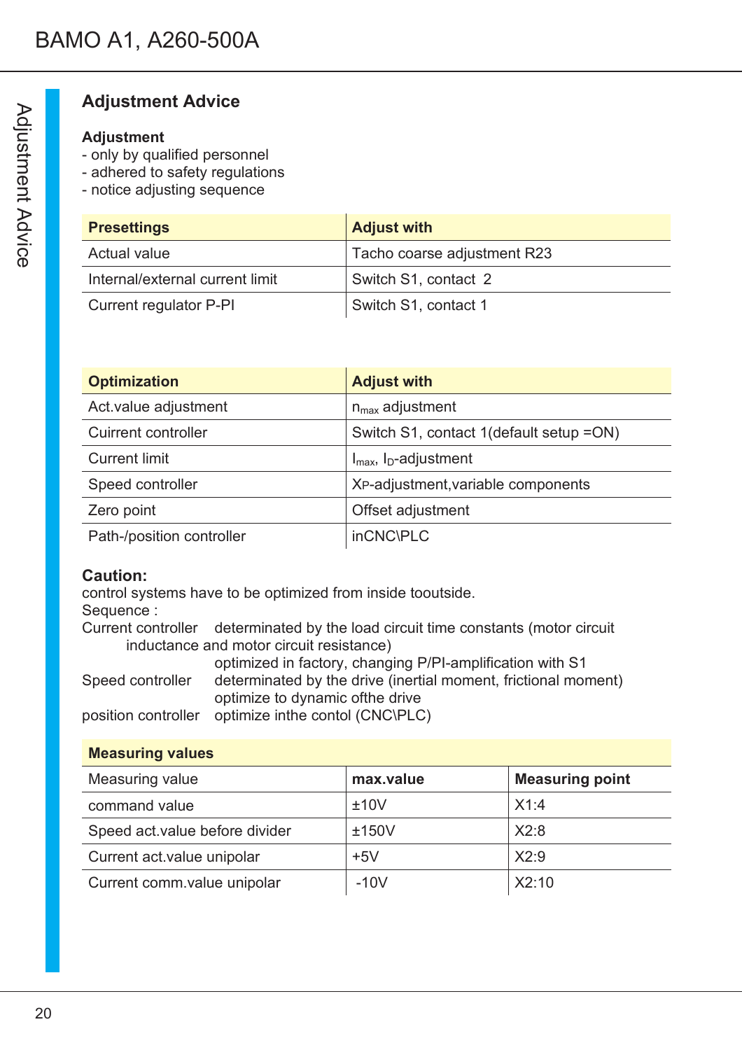## Adjustment Advice

**Adjustment**

- only by qualified personnel
- adhered to safety regulations
- notice adjusting sequence

| Presettings | Adjust with |
|---|---|
| Actual value | Tacho coarse adjustment R23 |
| Internal/external current limit | Switch S1, contact 2 |
| Current regulator P-PI | Switch S1, contact 1 |

| Optimization | Adjust with |
|---|---|
| Act.value adjustment | $n_{max}$ adjustment |
| Cuirrent controller | Switch S1, contact 1(default setup =ON) |
| Current limit | $I_{max}$, $I_D$-adjustment |
| Speed controller | XP-adjustment,variable components |
| Zero point | Offset adjustment |
| Path-/position controller | inCNC\PLC |

**Caution:**

control systems have to be optimized from inside tooutside.

Sequence :

Current controller determinated by the load circuit time constants (motor circuit inductance and motor circuit resistance)
optimized in factory, changing P/PI-amplification with S1

Speed controller determinated by the drive (inertial moment, frictional moment)
optimize to dynamic ofthe drive

position controller optimize inthe contol (CNC\PLC)

| Measuring values | | |
|---|---|---|
| Measuring value | **max.value** | **Measuring point** |
| command value | ±10V | X1:4 |
| Speed act.value before divider | ±150V | X2:8 |
| Current act.value unipolar | +5V | X2:9 |
| Current comm.value unipolar | -10V | X2:10 |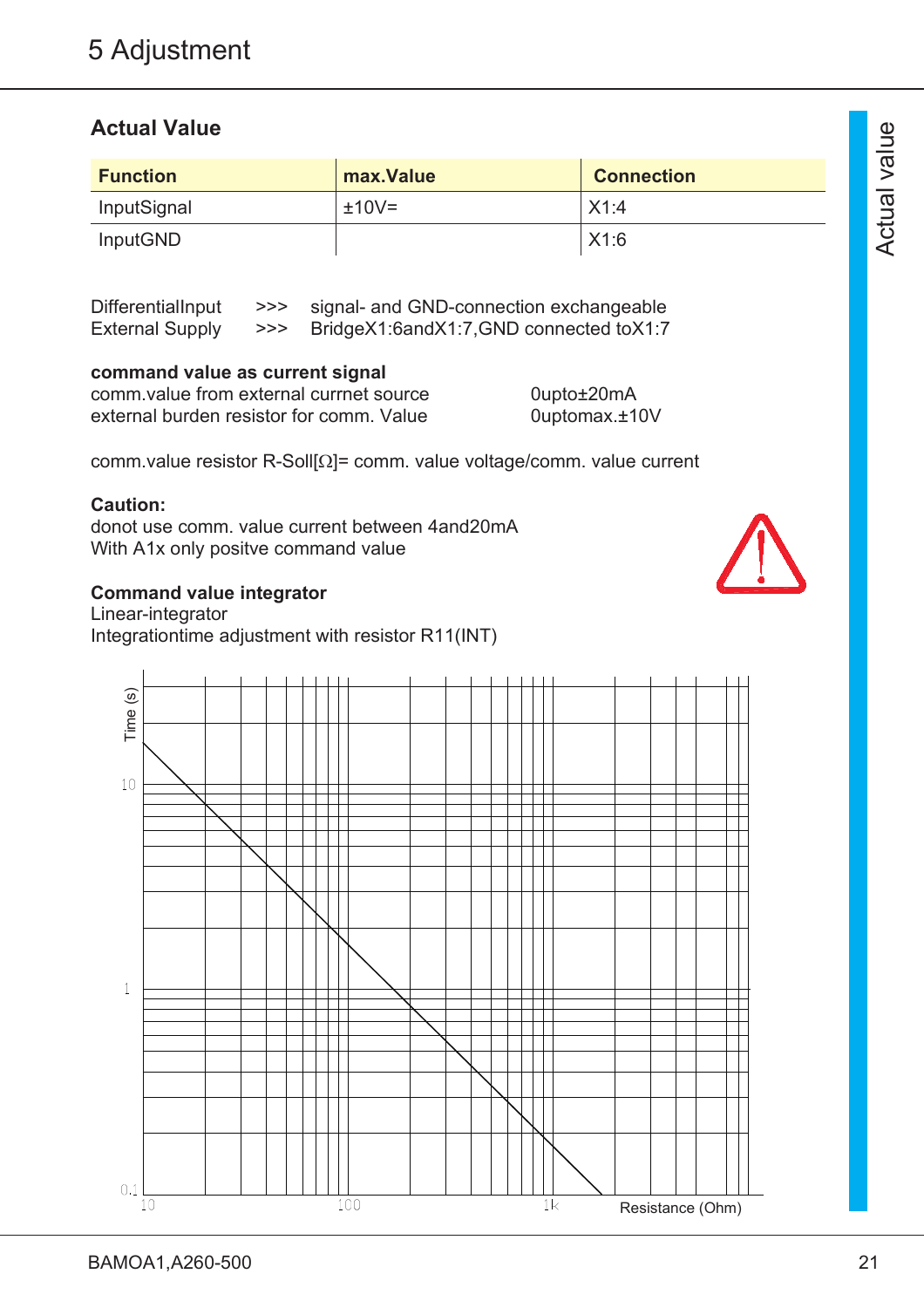# 5 Adjustment

## Actual Value

| Function | max.Value | Connection |
|---|---|---|
| InputSignal | ±10V= | X1:4 |
| InputGND | | X1:6 |

DifferentialInput >>> signal- and GND-connection exchangeable
External Supply >>> BridgeX1:6andX1:7,GND connected toX1:7

**command value as current signal**
comm.value from external currnet source 0upto±20mA
external burden resistor for comm. Value 0uptomax.±10V

comm.value resistor R-Soll[Ω]= comm. value voltage/comm. value current

**Caution:**
donot use comm. value current between 4and20mA
With A1x only positve command value

**Command value integrator**
Linear-integrator
Integrationtime adjustment with resistor R11(INT)

Time (s)
10
1
0.1
10 100 1k Resistance (Ohm)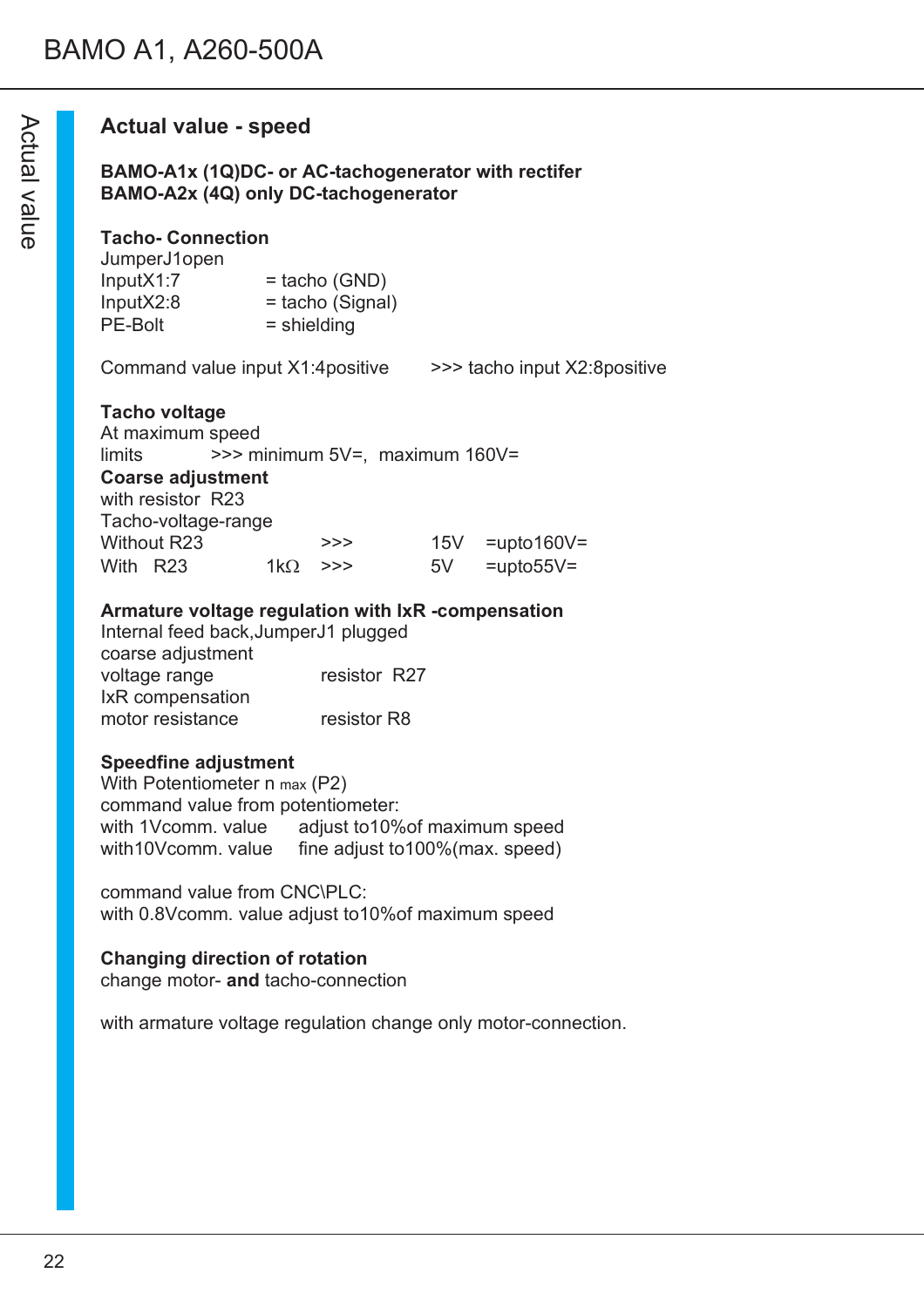## Actual value - speed

**BAMO-A1x (1Q)DC- or AC-tachogenerator with rectifer**
**BAMO-A2x (4Q) only DC-tachogenerator**

**Tacho- Connection**
JumperJ1open

| | |
|---|---|
| InputX1:7 | = tacho (GND) |
| InputX2:8 | = tacho (Signal) |
| PE-Bolt | = shielding |

Command value input X1:4positive >>> tacho input X2:8positive

**Tacho voltage**
At maximum speed
limits >>> minimum 5V=, maximum 160V=

**Coarse adjustment**
with resistor R23
Tacho-voltage-range

| | | | | |
|---|---|---|---|---|
| Without R23 | | >>> | 15V | =upto160V= |
| With R23 | 1kΩ | >>> | 5V | =upto55V= |

**Armature voltage regulation with IxR -compensation**
Internal feed back,JumperJ1 plugged
coarse adjustment
voltage range resistor R27
IxR compensation
motor resistance resistor R8

**Speedfine adjustment**
With Potentiometer n $_{max}$ (P2)
command value from potentiometer:
with 1Vcomm. value adjust to10%of maximum speed
with10Vcomm. value fine adjust to100%(max. speed)

command value from CNC\PLC:
with 0.8Vcomm. value adjust to10%of maximum speed

**Changing direction of rotation**
change motor- **and** tacho-connection

with armature voltage regulation change only motor-connection.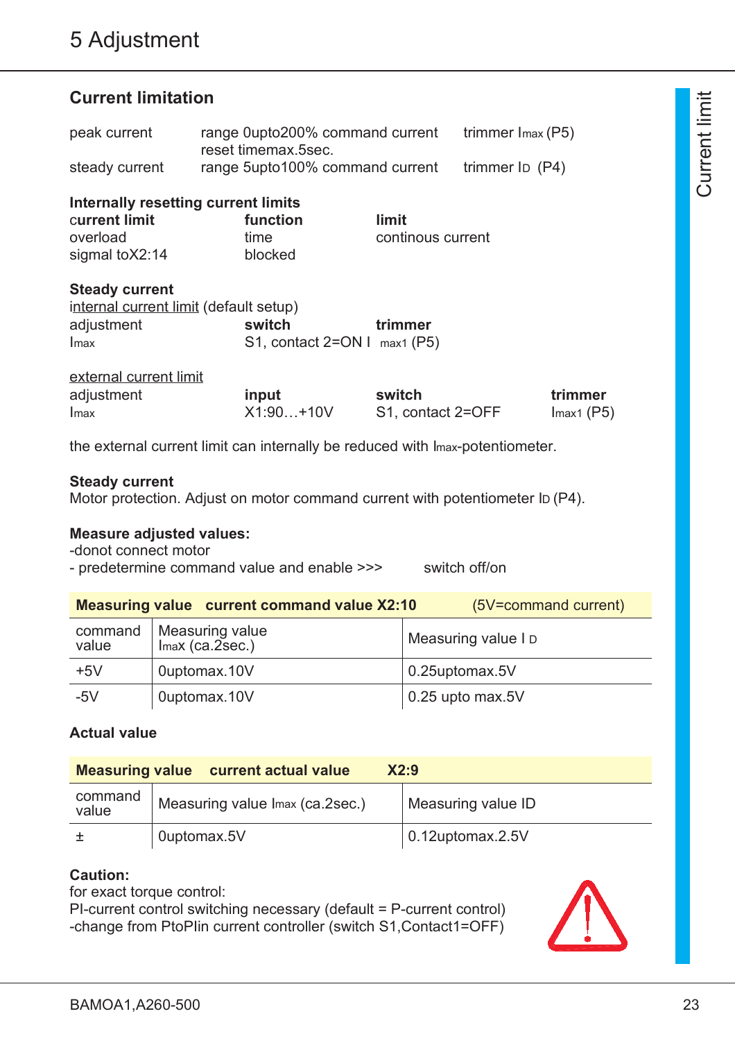# 5 Adjustment

## Current limitation

| | | |
|---|---|---|
| peak current | range 0upto200% command current<br>reset timemax.5sec. | trimmer Imax (P5) |
| steady current | range 5upto100% command current | trimmer ID (P4) |

**Internally resetting current limits**

| **current limit** | **function** | **limit** |
|---|---|---|
| overload | time | continous current |
| sigmal toX2:14 | blocked | |

**Steady current**

internal current limit (default setup)

| adjustment | **switch** | **trimmer** |
|---|---|---|
| Imax | S1, contact 2=ON | Imax1 (P5) |

external current limit

| adjustment | **input** | **switch** | **trimmer** |
|---|---|---|---|
| Imax | X1:90…+10V | S1, contact 2=OFF | Imax1 (P5) |

the external current limit can internally be reduced with Imax-potentiometer.

**Steady current**

Motor protection. Adjust on motor command current with potentiometer ID (P4).

**Measure adjusted values:**

-donot connect motor

- predetermine command value and enable >>> switch off/on

| **Measuring value current command value X2:10** | | (5V=command current) |
|---|---|---|
| command value | Measuring value Imax (ca.2sec.) | Measuring value I D |
| +5V | 0uptomax.10V | 0.25uptomax.5V |
| -5V | 0uptomax.10V | 0.25 upto max.5V |

**Actual value**

| **Measuring value current actual value** | | **X2:9** |
|---|---|---|
| command value | Measuring value Imax (ca.2sec.) | Measuring value ID |
| ± | 0uptomax.5V | 0.12uptomax.2.5V |

**Caution:**

for exact torque control:

PI-current control switching necessary (default = P-current control)

-change from PtoPIin current controller (switch S1,Contact1=OFF)

BAMOA1,A260-500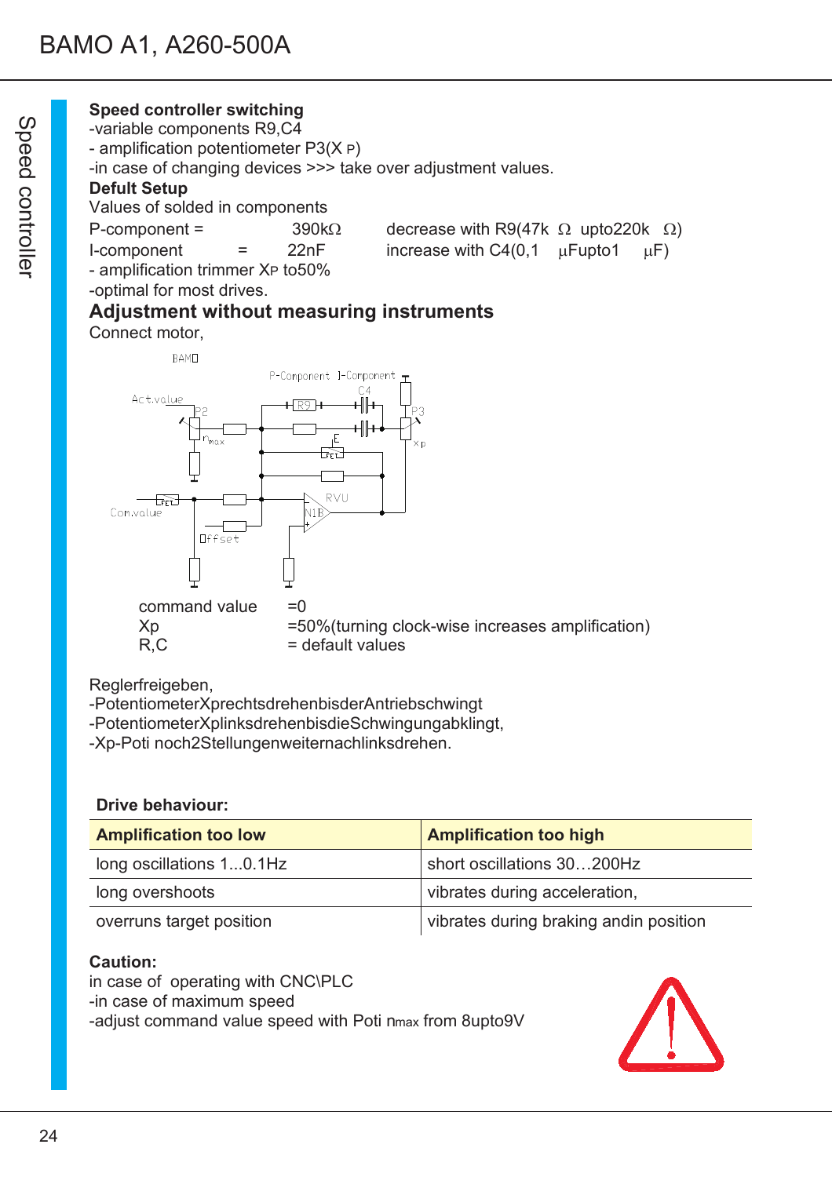## Speed controller switching

-variable components R9,C4
- amplification potentiometer P3($X_P$)
-in case of changing devices >>> take over adjustment values.

**Defult Setup**

Values of solded in components

P-component = 390kΩ decrease with R9(47k Ω upto220k Ω)
I-component = 22nF increase with C4(0,1 µFupto1 µF)
- amplification trimmer $X_P$ to50%
-optimal for most drives.

## Adjustment without measuring instruments

Connect motor,

command value =0
Xp =50%(turning clock-wise increases amplification)
R,C = default values

Reglerfreigeben,
-PotentiometerXprechtsdrehenbisderAntriebschwingt
-PotentiometerXplinksdrehenbisdieSchwingungabklingt,
-Xp-Poti noch2Stellungenweiternachlinksdrehen.

**Drive behaviour:**

| Amplification too low | Amplification too high |
|---|---|
| long oscillations 1...0.1Hz | short oscillations 30…200Hz |
| long overshoots | vibrates during acceleration, |
| overruns target position | vibrates during braking andin position |

**Caution:**

in case of operating with CNC\PLC
-in case of maximum speed
-adjust command value speed with Poti $n_{max}$ from 8upto9V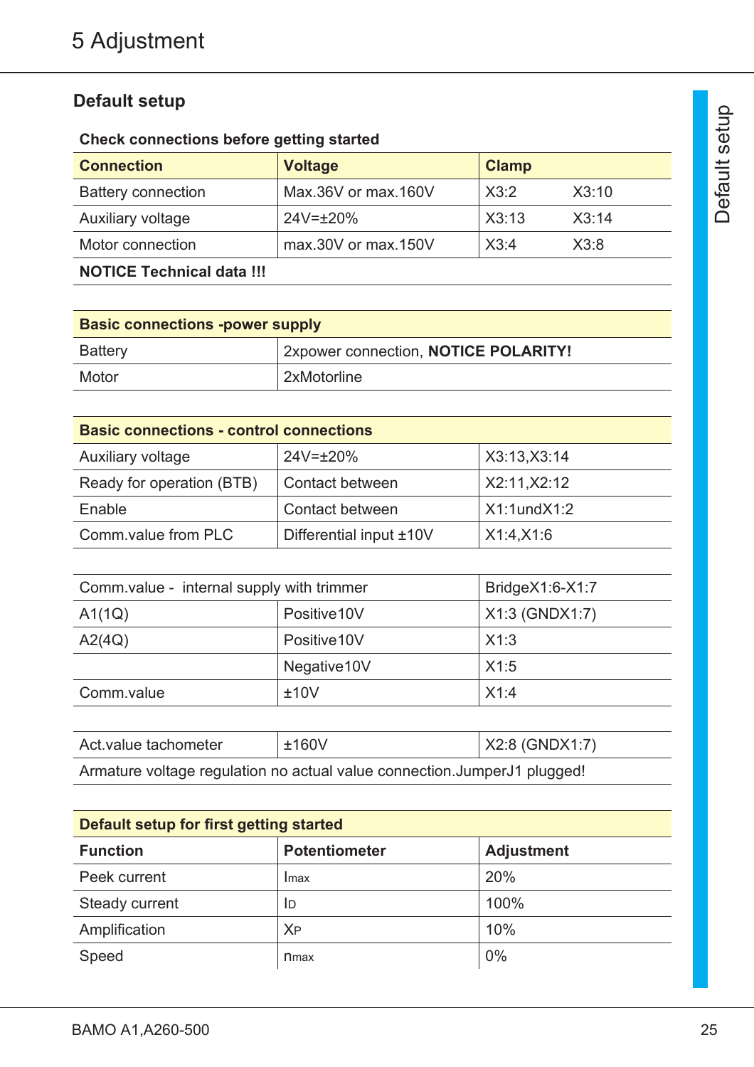# 5 Adjustment

## Default setup

**Check connections before getting started**

| Connection | Voltage | Clamp | |
|---|---|---|---|
| Battery connection | Max.36V or max.160V | X3:2 | X3:10 |
| Auxiliary voltage | 24V=±20% | X3:13 | X3:14 |
| Motor connection | max.30V or max.150V | X3:4 | X3:8 |
| **NOTICE Technical data !!!** | | | |

| Basic connections -power supply | |
|---|---|
| Battery | 2xpower connection, **NOTICE POLARITY!** |
| Motor | 2xMotorline |

| Basic connections - control connections | | |
|---|---|---|
| Auxiliary voltage | 24V=±20% | X3:13,X3:14 |
| Ready for operation (BTB) | Contact between | X2:11,X2:12 |
| Enable | Contact between | X1:1undX1:2 |
| Comm.value from PLC | Differential input ±10V | X1:4,X1:6 |

| Comm.value - internal supply with trimmer | | BridgeX1:6-X1:7 |
|---|---|---|
| A1(1Q) | Positive10V | X1:3 (GNDX1:7) |
| A2(4Q) | Positive10V | X1:3 |
| | Negative10V | X1:5 |
| Comm.value | ±10V | X1:4 |

| Act.value tachometer | ±160V | X2:8 (GNDX1:7) |
|---|---|---|
| Armature voltage regulation no actual value connection.JumperJ1 plugged! | | |

| Default setup for first getting started | | |
|---|---|---|
| **Function** | **Potentiometer** | **Adjustment** |
| Peek current | $I_{max}$ | 20% |
| Steady current | $I_D$ | 100% |
| Amplification | $X_P$ | 10% |
| Speed | $n_{max}$ | 0% |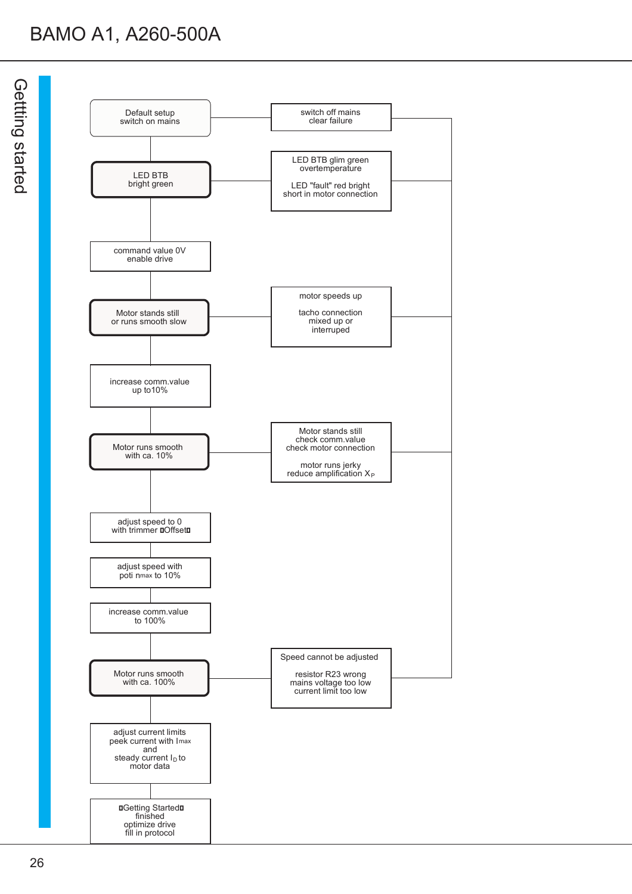# Getting started

Default setup
switch on mains

→ switch off mains
clear failure

LED BTB
bright green

→ LED BTB glim green
overtemperature

LED "fault" red bright
short in motor connection

command value 0V
enable drive

Motor stands still
or runs smooth slow

→ motor speeds up

tacho connection
mixed up or
interrupted

increase comm.value
up to10%

Motor runs smooth
with ca. 10%

→ Motor stands still
check comm.value
check motor connection

motor runs jerky
reduce amplification $X_P$

adjust speed to 0
with trimmer "Offset"

adjust speed with
poti $n_{max}$ to 10%

increase comm.value
to 100%

Motor runs smooth
with ca. 100%

→ Speed cannot be adjusted

resistor R23 wrong
mains voltage too low
current limit too low

adjust current limits
peek current with $I_{max}$
and
steady current $I_D$ to
motor data

"Getting Started"
finished
optimize drive
fill in protocol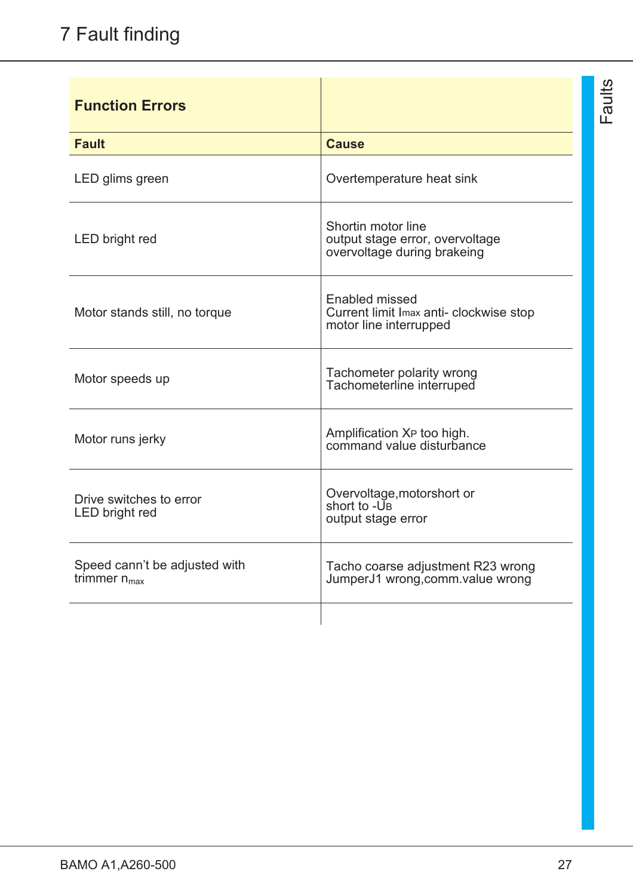# 7 Fault finding

| Function Errors | |
|---|---|
| **Fault** | **Cause** |
| LED glims green | Overtemperature heat sink |
| LED bright red | Shortin motor line<br>output stage error, overvoltage<br>overvoltage during brakeing |
| Motor stands still, no torque | Enabled missed<br>Current limit $I_{max}$ anti- clockwise stop<br>motor line interrupped |
| Motor speeds up | Tachometer polarity wrong<br>Tachometerline interruped |
| Motor runs jerky | Amplification $X_P$ too high.<br>command value disturbance |
| Drive switches to error<br>LED bright red | Overvoltage,motorshort or<br>short to $-U_B$<br>output stage error |
| Speed cann't be adjusted with trimmer $n_{max}$ | Tacho coarse adjustment R23 wrong<br>JumperJ1 wrong,comm.value wrong |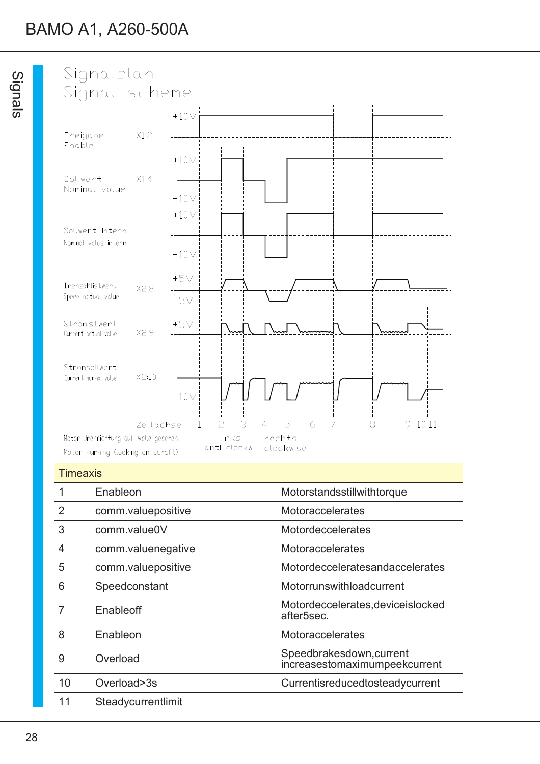# Signalplan
# Signal scheme

Freigabe / Enable X1:2 +10V

Sollwert / Nominal value X1:4 +10V -10V

Sollwert intern / Nominal value intern +10V -10V

Drehzahlistwert / Speed actual value X2:8 +5V -5V

Stromistwert / Current actual value X2:9 +5V

Stromsollwert / Current nominal value X2:10 -10V

Zeitachse 1 2 3 4 5 6 7 8 9 10 11

Motor-Drehrichtung auf Welle gesehen / Motor running (looking on schaft): links / anti clockw. — rechts / clockwise

| Timeaxis | | |
|---|---|---|
| 1 | Enableon | Motorstandsstillwithtorque |
| 2 | comm.valuepositive | Motoraccelerates |
| 3 | comm.value0V | Motordeccelerates |
| 4 | comm.valuenegative | Motoraccelerates |
| 5 | comm.valuepositive | Motordecceleratesandaccelerates |
| 6 | Speedconstant | Motorrunswithloadcurrent |
| 7 | Enableoff | Motordeccelerates,deviceislocked after5sec. |
| 8 | Enableon | Motoraccelerates |
| 9 | Overload | Speedbrakesdown,current increasestomaximumpeekcurrent |
| 10 | Overload>3s | Currentisreducedtosteadycurrent |
| 11 | Steadycurrentlimit | |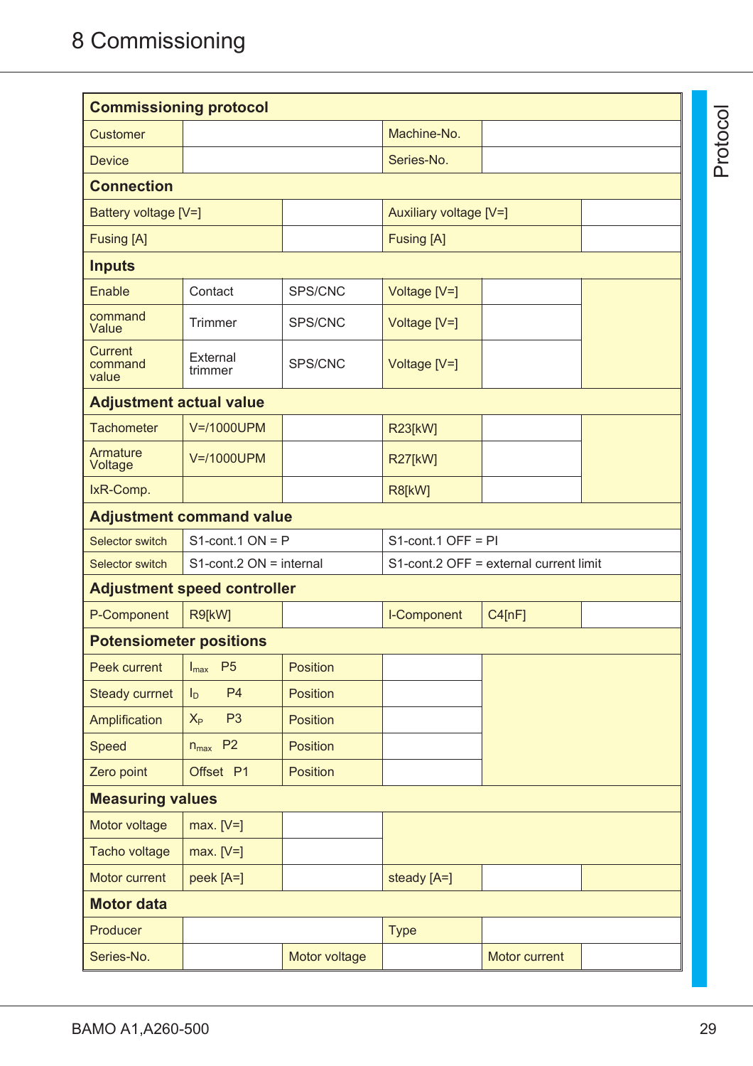# 8 Commissioning

| Commissioning protocol | | | | | | |
|---|---|---|---|---|---|---|
| Customer | | | Machine-No. | | | |
| Device | | | Series-No. | | | |
| **Connection** | | | | | | |
| Battery voltage [V=] | | | Auxiliary voltage [V=] | | | |
| Fusing [A] | | | Fusing [A] | | | |
| **Inputs** | | | | | | |
| Enable | Contact | SPS/CNC | Voltage [V=] | | | |
| command Value | Trimmer | SPS/CNC | Voltage [V=] | | | |
| Current command value | External trimmer | SPS/CNC | Voltage [V=] | | | |
| **Adjustment actual value** | | | | | | |
| Tachometer | V=/1000UPM | | R23[kW] | | | |
| Armature Voltage | V=/1000UPM | | R27[kW] | | | |
| IxR-Comp. | | | R8[kW] | | | |
| **Adjustment command value** | | | | | | |
| Selector switch | S1-cont.1 ON = P | | S1-cont.1 OFF = PI | | | |
| Selector switch | S1-cont.2 ON = internal | | S1-cont.2 OFF = external current limit | | | |
| **Adjustment speed controller** | | | | | | |
| P-Component | R9[kW] | | I-Component | C4[nF] | | |
| **Potensiometer positions** | | | | | | |
| Peek current | $I_{max}$ P5 | Position | | | | |
| Steady currnet | $I_D$ P4 | Position | | | | |
| Amplification | $X_P$ P3 | Position | | | | |
| Speed | $n_{max}$ P2 | Position | | | | |
| Zero point | Offset P1 | Position | | | | |
| **Measuring values** | | | | | | |
| Motor voltage | max. [V=] | | | | | |
| Tacho voltage | max. [V=] | | | | | |
| Motor current | peek [A=] | | steady [A=] | | | |
| **Motor data** | | | | | | |
| Producer | | | Type | | | |
| Series-No. | | Motor voltage | | Motor current | | |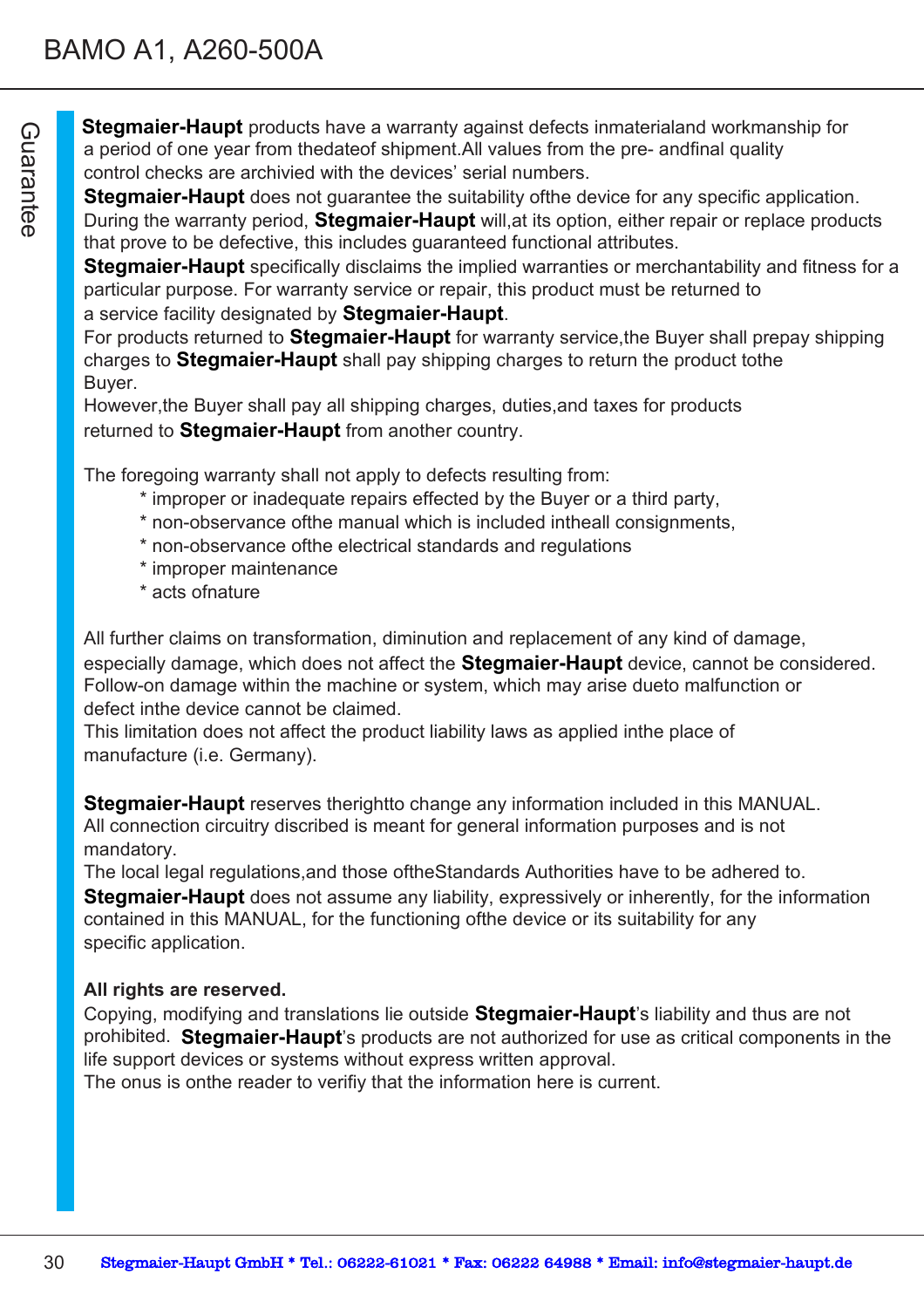# Guarantee

**Stegmaier-Haupt** products have a warranty against defects inmaterialand workmanship for a period of one year from thedateof shipment.All values from the pre- andfinal quality control checks are archivied with the devices' serial numbers.
**Stegmaier-Haupt** does not guarantee the suitability ofthe device for any specific application.
During the warranty period, **Stegmaier-Haupt** will,at its option, either repair or replace products that prove to be defective, this includes guaranteed functional attributes.
**Stegmaier-Haupt** specifically disclaims the implied warranties or merchantability and fitness for a particular purpose. For warranty service or repair, this product must be returned to a service facility designated by **Stegmaier-Haupt**.
For products returned to **Stegmaier-Haupt** for warranty service,the Buyer shall prepay shipping charges to **Stegmaier-Haupt** shall pay shipping charges to return the product tothe Buyer.
However,the Buyer shall pay all shipping charges, duties,and taxes for products returned to **Stegmaier-Haupt** from another country.

The foregoing warranty shall not apply to defects resulting from:

* improper or inadequate repairs effected by the Buyer or a third party,
* non-observance ofthe manual which is included intheall consignments,
* non-observance ofthe electrical standards and regulations
* improper maintenance
* acts ofnature

All further claims on transformation, diminution and replacement of any kind of damage, especially damage, which does not affect the **Stegmaier-Haupt** device, cannot be considered.
Follow-on damage within the machine or system, which may arise dueto malfunction or defect inthe device cannot be claimed.
This limitation does not affect the product liability laws as applied inthe place of manufacture (i.e. Germany).

**Stegmaier-Haupt** reserves therightto change any information included in this MANUAL.
All connection circuitry discribed is meant for general information purposes and is not mandatory.
The local legal regulations,and those oftheStandards Authorities have to be adhered to.
**Stegmaier-Haupt** does not assume any liability, expressively or inherently, for the information contained in this MANUAL, for the functioning ofthe device or its suitability for any specific application.

**All rights are reserved.**
Copying, modifying and translations lie outside **Stegmaier-Haupt**'s liability and thus are not prohibited. **Stegmaier-Haupt**'s products are not authorized for use as critical components in the life support devices or systems without express written approval.
The onus is onthe reader to verifiy that the information here is current.